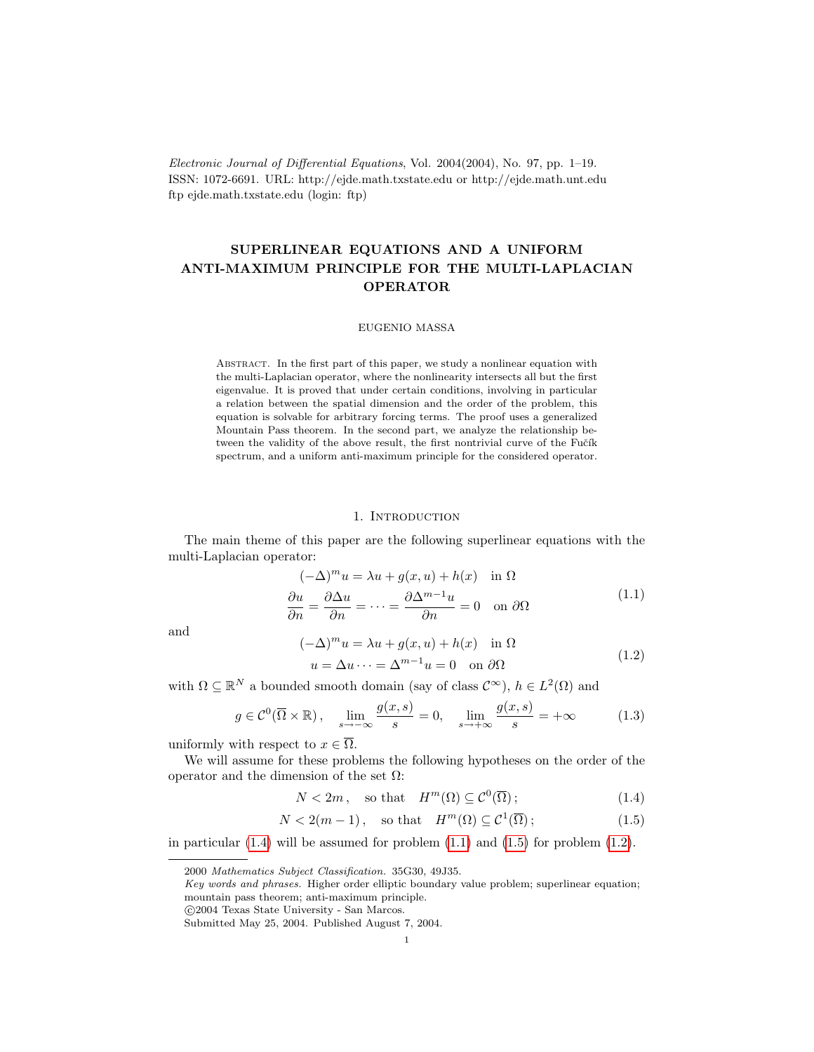*Electronic Journal of Differential Equations*, Vol. 2004(2004), No. 97, pp. 1–19.
ISSN: 1072-6691. URL: http://ejde.math.txstate.edu or http://ejde.math.unt.edu
ftp ejde.math.txstate.edu (login: ftp)

# SUPERLINEAR EQUATIONS AND A UNIFORM ANTI-MAXIMUM PRINCIPLE FOR THE MULTI-LAPLACIAN OPERATOR

EUGENIO MASSA

Abstract. In the first part of this paper, we study a nonlinear equation with the multi-Laplacian operator, where the nonlinearity intersects all but the first eigenvalue. It is proved that under certain conditions, involving in particular a relation between the spatial dimension and the order of the problem, this equation is solvable for arbitrary forcing terms. The proof uses a generalized Mountain Pass theorem. In the second part, we analyze the relationship between the validity of the above result, the first nontrivial curve of the Fučík spectrum, and a uniform anti-maximum principle for the considered operator.

## 1. Introduction

The main theme of this paper are the following superlinear equations with the multi-Laplacian operator:

$$
\begin{gathered}
(-\Delta)^m u = \lambda u + g(x,u) + h(x) \quad \text{in } \Omega \\
\frac{\partial u}{\partial n} = \frac{\partial \Delta u}{\partial n} = \dots = \frac{\partial \Delta^{m-1} u}{\partial n} = 0 \quad \text{on } \partial\Omega
\end{gathered}
\tag{1.1}
$$

and

$$
\begin{gathered}
(-\Delta)^m u = \lambda u + g(x,u) + h(x) \quad \text{in } \Omega \\
u = \Delta u \dots = \Delta^{m-1} u = 0 \quad \text{on } \partial\Omega
\end{gathered}
\tag{1.2}
$$

with $\Omega \subseteq \mathbb{R}^N$ a bounded smooth domain (say of class $\mathcal{C}^\infty$), $h \in L^2(\Omega)$ and

$$
g \in \mathcal{C}^0(\overline{\Omega} \times \mathbb{R}), \quad \lim_{s\to-\infty} \frac{g(x,s)}{s} = 0, \quad \lim_{s\to+\infty} \frac{g(x,s)}{s} = +\infty \tag{1.3}
$$

uniformly with respect to $x \in \overline{\Omega}$.

We will assume for these problems the following hypotheses on the order of the operator and the dimension of the set $\Omega$:

$$
N < 2m, \quad \text{so that} \quad H^m(\Omega) \subseteq \mathcal{C}^0(\overline{\Omega}); \tag{1.4}
$$

$$
N < 2(m-1), \quad \text{so that} \quad H^m(\Omega) \subseteq \mathcal{C}^1(\overline{\Omega}); \tag{1.5}
$$

in particular (1.4) will be assumed for problem (1.1) and (1.5) for problem (1.2).

---

2000 *Mathematics Subject Classification.* 35G30, 49J35.
*Key words and phrases.* Higher order elliptic boundary value problem; superlinear equation; mountain pass theorem; anti-maximum principle.
©2004 Texas State University - San Marcos.
Submitted May 25, 2004. Published August 7, 2004.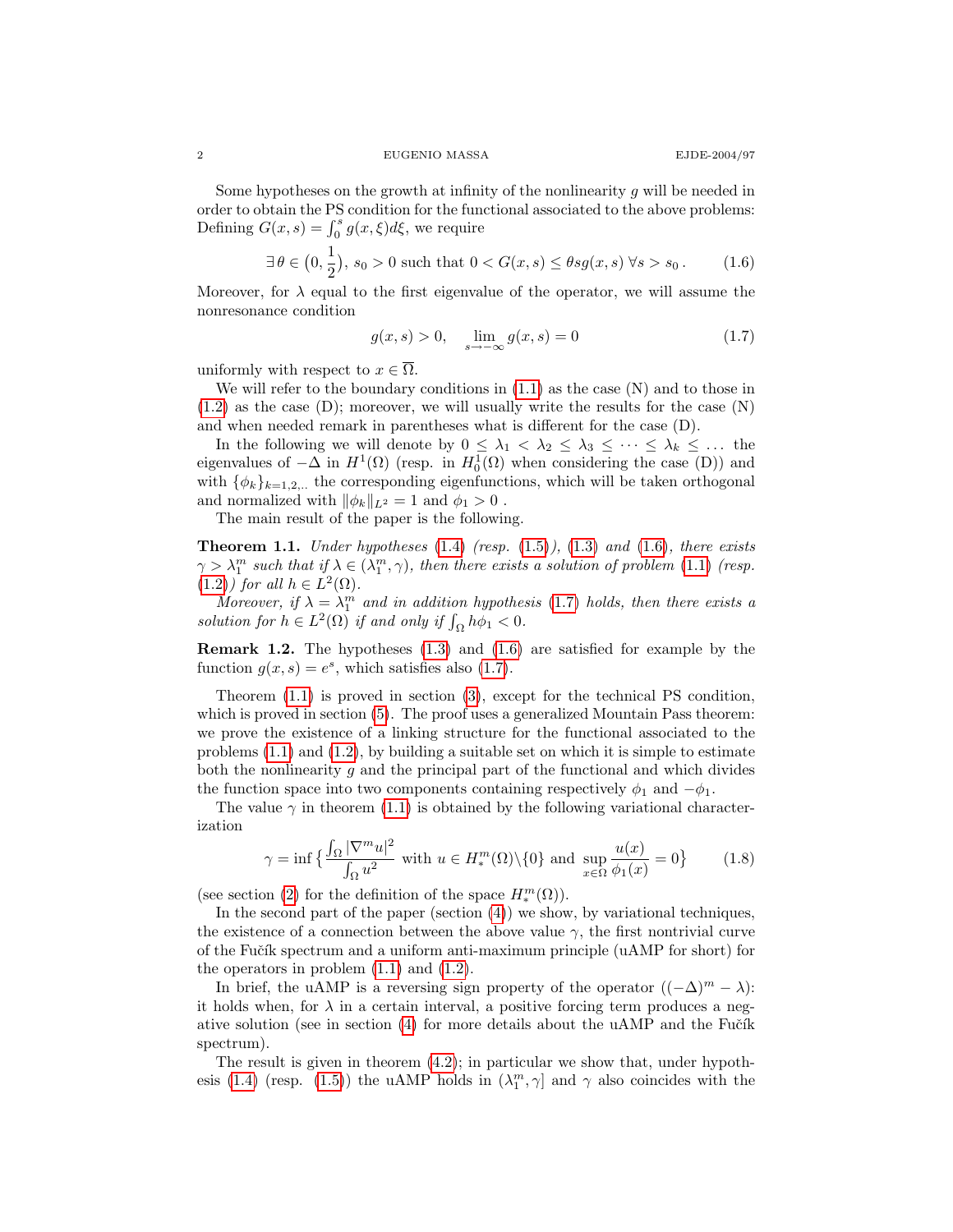Some hypotheses on the growth at infinity of the nonlinearity $g$ will be needed in order to obtain the PS condition for the functional associated to the above problems: Defining $G(x,s) = \int_0^s g(x,\xi)d\xi$, we require

$$\exists\, \theta \in \big(0, \frac{1}{2}\big),\ s_0 > 0 \text{ such that } 0 < G(x,s) \le \theta s g(x,s)\ \forall s > s_0\,. \tag{1.6}$$

Moreover, for $\lambda$ equal to the first eigenvalue of the operator, we will assume the nonresonance condition

$$g(x,s) > 0, \quad \lim_{s\to-\infty} g(x,s) = 0 \tag{1.7}$$

uniformly with respect to $x \in \overline{\Omega}$.

We will refer to the boundary conditions in (1.1) as the case (N) and to those in (1.2) as the case (D); moreover, we will usually write the results for the case (N) and when needed remark in parentheses what is different for the case (D).

In the following we will denote by $0 \le \lambda_1 < \lambda_2 \le \lambda_3 \le \dots \le \lambda_k \le \dots$ the eigenvalues of $-\Delta$ in $H^1(\Omega)$ (resp. in $H_0^1(\Omega)$ when considering the case (D)) and with $\{\phi_k\}_{k=1,2,..}$ the corresponding eigenfunctions, which will be taken orthogonal and normalized with $\|\phi_k\|_{L^2} = 1$ and $\phi_1 > 0$ .

The main result of the paper is the following.

**Theorem 1.1.** *Under hypotheses (1.4) (resp. (1.5)), (1.3) and (1.6), there exists $\gamma > \lambda_1^m$ such that if $\lambda \in (\lambda_1^m, \gamma)$, then there exists a solution of problem (1.1) (resp. (1.2)) for all $h \in L^2(\Omega)$.*

*Moreover, if $\lambda = \lambda_1^m$ and in addition hypothesis (1.7) holds, then there exists a solution for $h \in L^2(\Omega)$ if and only if $\int_\Omega h\phi_1 < 0$.*

**Remark 1.2.** The hypotheses (1.3) and (1.6) are satisfied for example by the function $g(x,s) = e^s$, which satisfies also (1.7).

Theorem (1.1) is proved in section (3), except for the technical PS condition, which is proved in section (5). The proof uses a generalized Mountain Pass theorem: we prove the existence of a linking structure for the functional associated to the problems (1.1) and (1.2), by building a suitable set on which it is simple to estimate both the nonlinearity $g$ and the principal part of the functional and which divides the function space into two components containing respectively $\phi_1$ and $-\phi_1$.

The value $\gamma$ in theorem (1.1) is obtained by the following variational characterization

$$\gamma = \inf\Big\{\frac{\int_\Omega |\nabla^m u|^2}{\int_\Omega u^2} \text{ with } u \in H_*^m(\Omega)\backslash\{0\} \text{ and } \sup_{x\in\Omega}\frac{u(x)}{\phi_1(x)} = 0\Big\} \tag{1.8}$$

(see section (2) for the definition of the space $H_*^m(\Omega)$).

In the second part of the paper (section (4)) we show, by variational techniques, the existence of a connection between the above value $\gamma$, the first nontrivial curve of the Fučík spectrum and a uniform anti-maximum principle (uAMP for short) for the operators in problem (1.1) and (1.2).

In brief, the uAMP is a reversing sign property of the operator $((-\Delta)^m - \lambda)$: it holds when, for $\lambda$ in a certain interval, a positive forcing term produces a negative solution (see in section (4) for more details about the uAMP and the Fučík spectrum).

The result is given in theorem (4.2); in particular we show that, under hypothesis (1.4) (resp. (1.5)) the uAMP holds in $(\lambda_1^m, \gamma]$ and $\gamma$ also coincides with the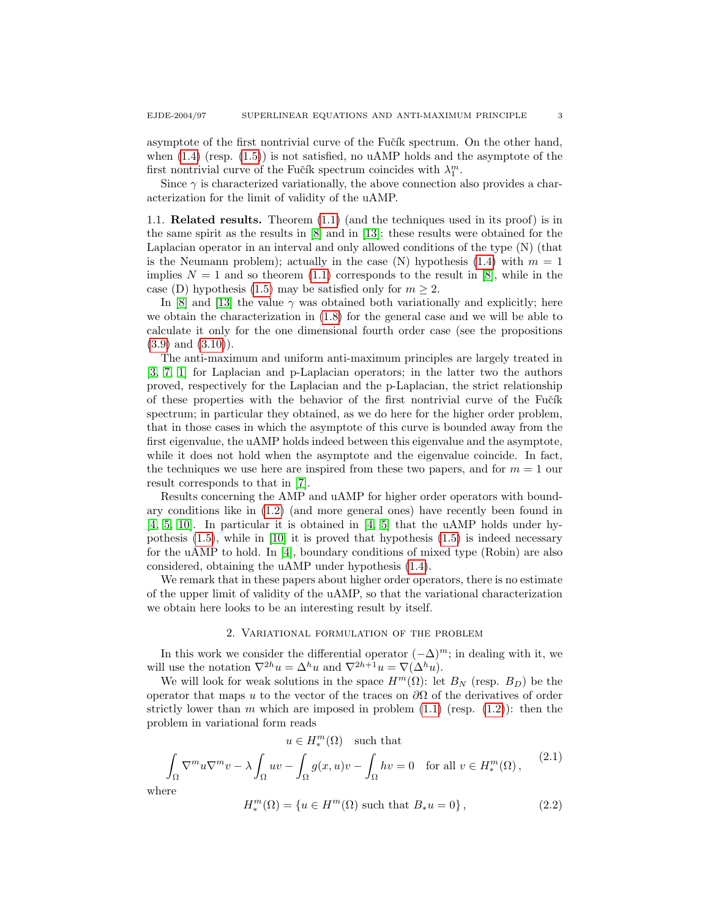asymptote of the first nontrivial curve of the Fučík spectrum. On the other hand, when (1.4) (resp. (1.5)) is not satisfied, no uAMP holds and the asymptote of the first nontrivial curve of the Fučík spectrum coincides with $\lambda_1^m$.

Since $\gamma$ is characterized variationally, the above connection also provides a characterization for the limit of validity of the uAMP.

## 1.1. Related results.

Theorem (1.1) (and the techniques used in its proof) is in the same spirit as the results in [8] and in [13]: these results were obtained for the Laplacian operator in an interval and only allowed conditions of the type (N) (that is the Neumann problem); actually in the case (N) hypothesis (1.4) with $m = 1$ implies $N = 1$ and so theorem (1.1) corresponds to the result in [8], while in the case (D) hypothesis (1.5) may be satisfied only for $m \geq 2$.

In [8] and [13] the value $\gamma$ was obtained both variationally and explicitly; here we obtain the characterization in (1.8) for the general case and we will be able to calculate it only for the one dimensional fourth order case (see the propositions (3.9) and (3.10)).

The anti-maximum and uniform anti-maximum principles are largely treated in [3, 7, 1] for Laplacian and p-Laplacian operators; in the latter two the authors proved, respectively for the Laplacian and the p-Laplacian, the strict relationship of these properties with the behavior of the first nontrivial curve of the Fučík spectrum; in particular they obtained, as we do here for the higher order problem, that in those cases in which the asymptote of this curve is bounded away from the first eigenvalue, the uAMP holds indeed between this eigenvalue and the asymptote, while it does not hold when the asymptote and the eigenvalue coincide. In fact, the techniques we use here are inspired from these two papers, and for $m = 1$ our result corresponds to that in [7].

Results concerning the AMP and uAMP for higher order operators with boundary conditions like in (1.2) (and more general ones) have recently been found in [4, 5, 10]. In particular it is obtained in [4, 5] that the uAMP holds under hypothesis (1.5), while in [10] it is proved that hypothesis (1.5) is indeed necessary for the uAMP to hold. In [4], boundary conditions of mixed type (Robin) are also considered, obtaining the uAMP under hypothesis (1.4).

We remark that in these papers about higher order operators, there is no estimate of the upper limit of validity of the uAMP, so that the variational characterization we obtain here looks to be an interesting result by itself.

## 2. Variational formulation of the problem

In this work we consider the differential operator $(-\Delta)^m$; in dealing with it, we will use the notation $\nabla^{2h}u = \Delta^h u$ and $\nabla^{2h+1}u = \nabla(\Delta^h u)$.

We will look for weak solutions in the space $H^m(\Omega)$: let $B_N$ (resp. $B_D$) be the operator that maps $u$ to the vector of the traces on $\partial\Omega$ of the derivatives of order strictly lower than $m$ which are imposed in problem (1.1) (resp. (1.2)): then the problem in variational form reads

$$
\begin{gathered}
u \in H_*^m(\Omega) \quad \text{such that} \\
\int_\Omega \nabla^m u \nabla^m v - \lambda \int_\Omega uv - \int_\Omega g(x,u)v - \int_\Omega hv = 0 \quad \text{for all } v \in H_*^m(\Omega)\,,
\end{gathered}
\tag{2.1}
$$

where

$$
H_*^m(\Omega) = \{u \in H^m(\Omega) \text{ such that } B_* u = 0\}\,, \tag{2.2}
$$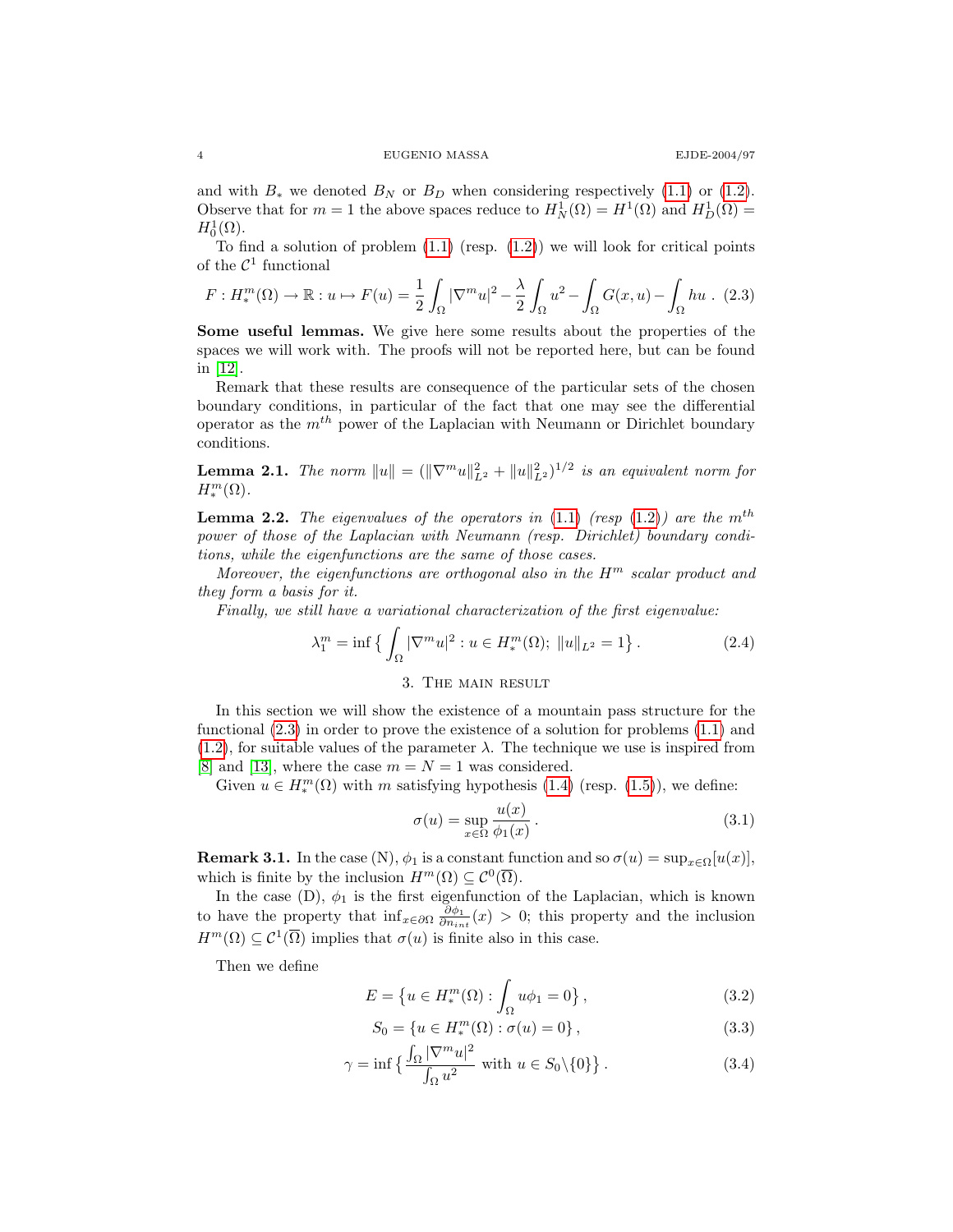and with $B_*$ we denoted $B_N$ or $B_D$ when considering respectively (1.1) or (1.2). Observe that for $m = 1$ the above spaces reduce to $H^1_N(\Omega) = H^1(\Omega)$ and $H^1_D(\Omega) = H^1_0(\Omega)$.

To find a solution of problem (1.1) (resp. (1.2)) we will look for critical points of the $\mathcal{C}^1$ functional

$$F : H^m_*(\Omega) \to \mathbb{R} : u \mapsto F(u) = \frac{1}{2}\int_\Omega |\nabla^m u|^2 - \frac{\lambda}{2}\int_\Omega u^2 - \int_\Omega G(x,u) - \int_\Omega hu \ . \quad (2.3)$$

**Some useful lemmas.** We give here some results about the properties of the spaces we will work with. The proofs will not be reported here, but can be found in [12].

Remark that these results are consequence of the particular sets of the chosen boundary conditions, in particular of the fact that one may see the differential operator as the $m^{th}$ power of the Laplacian with Neumann or Dirichlet boundary conditions.

**Lemma 2.1.** *The norm $\|u\| = (\|\nabla^m u\|^2_{L^2} + \|u\|^2_{L^2})^{1/2}$ is an equivalent norm for $H^m_*(\Omega)$.*

**Lemma 2.2.** *The eigenvalues of the operators in (1.1) (resp (1.2)) are the $m^{th}$ power of those of the Laplacian with Neumann (resp. Dirichlet) boundary conditions, while the eigenfunctions are the same of those cases.*

*Moreover, the eigenfunctions are orthogonal also in the $H^m$ scalar product and they form a basis for it.*

*Finally, we still have a variational characterization of the first eigenvalue:*

$$\lambda_1^m = \inf\big\{ \int_\Omega |\nabla^m u|^2 : u \in H^m_*(\Omega);\ \|u\|_{L^2} = 1 \big\} . \quad (2.4)$$

## 3. The main result

In this section we will show the existence of a mountain pass structure for the functional (2.3) in order to prove the existence of a solution for problems (1.1) and (1.2), for suitable values of the parameter $\lambda$. The technique we use is inspired from [8] and [13], where the case $m = N = 1$ was considered.

Given $u \in H^m_*(\Omega)$ with $m$ satisfying hypothesis (1.4) (resp. (1.5)), we define:

$$\sigma(u) = \sup_{x\in\Omega} \frac{u(x)}{\phi_1(x)} . \quad (3.1)$$

**Remark 3.1.** In the case (N), $\phi_1$ is a constant function and so $\sigma(u) = \sup_{x\in\Omega}[u(x)]$, which is finite by the inclusion $H^m(\Omega) \subseteq \mathcal{C}^0(\overline{\Omega})$.

In the case (D), $\phi_1$ is the first eigenfunction of the Laplacian, which is known to have the property that $\inf_{x\in\partial\Omega} \frac{\partial\phi_1}{\partial n_{int}}(x) > 0$; this property and the inclusion $H^m(\Omega) \subseteq \mathcal{C}^1(\overline{\Omega})$ implies that $\sigma(u)$ is finite also in this case.

Then we define

$$E = \big\{ u \in H^m_*(\Omega) : \int_\Omega u\phi_1 = 0 \big\} , \quad (3.2)$$

$$S_0 = \{ u \in H^m_*(\Omega) : \sigma(u) = 0 \} , \quad (3.3)$$

$$\gamma = \inf\big\{ \frac{\int_\Omega |\nabla^m u|^2}{\int_\Omega u^2} \text{ with } u \in S_0\backslash\{0\} \big\} . \quad (3.4)$$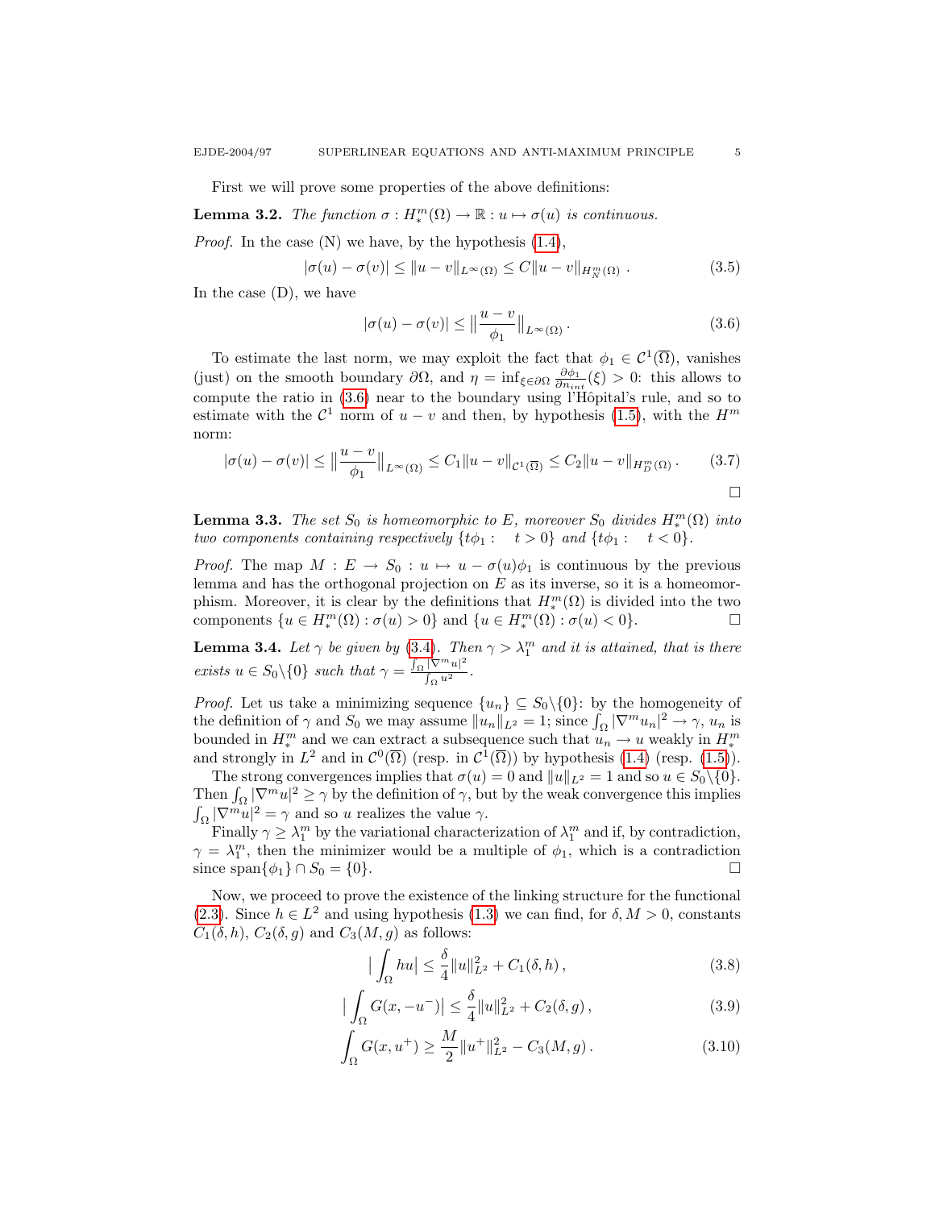First we will prove some properties of the above definitions:

**Lemma 3.2.** *The function $\sigma : H^m_*(\Omega) \to \mathbb{R} : u \mapsto \sigma(u)$ is continuous.*

*Proof.* In the case (N) we have, by the hypothesis (1.4),

$$|\sigma(u) - \sigma(v)| \le \|u - v\|_{L^\infty(\Omega)} \le C\|u - v\|_{H^m_N(\Omega)} . \tag{3.5}$$

In the case (D), we have

$$|\sigma(u) - \sigma(v)| \le \big\| \frac{u - v}{\phi_1} \big\|_{L^\infty(\Omega)} . \tag{3.6}$$

To estimate the last norm, we may exploit the fact that $\phi_1 \in \mathcal{C}^1(\overline{\Omega})$, vanishes (just) on the smooth boundary $\partial\Omega$, and $\eta = \inf_{\xi \in \partial\Omega} \frac{\partial \phi_1}{\partial n_{int}}(\xi) > 0$: this allows to compute the ratio in (3.6) near to the boundary using l'Hôpital's rule, and so to estimate with the $\mathcal{C}^1$ norm of $u - v$ and then, by hypothesis (1.5), with the $H^m$ norm:

$$|\sigma(u) - \sigma(v)| \le \big\| \frac{u - v}{\phi_1} \big\|_{L^\infty(\Omega)} \le C_1 \|u - v\|_{\mathcal{C}^1(\overline{\Omega})} \le C_2 \|u - v\|_{H^m_D(\Omega)} . \tag{3.7}$$

$\square$

**Lemma 3.3.** *The set $S_0$ is homeomorphic to $E$, moreover $S_0$ divides $H^m_*(\Omega)$ into two components containing respectively $\{t\phi_1 : \quad t > 0\}$ and $\{t\phi_1 : \quad t < 0\}$.*

*Proof.* The map $M : E \to S_0 : u \mapsto u - \sigma(u)\phi_1$ is continuous by the previous lemma and has the orthogonal projection on $E$ as its inverse, so it is a homeomorphism. Moreover, it is clear by the definitions that $H^m_*(\Omega)$ is divided into the two components $\{u \in H^m_*(\Omega) : \sigma(u) > 0\}$ and $\{u \in H^m_*(\Omega) : \sigma(u) < 0\}$. $\square$

**Lemma 3.4.** *Let $\gamma$ be given by (3.4). Then $\gamma > \lambda^m_1$ and it is attained, that is there exists $u \in S_0 \backslash \{0\}$ such that $\gamma = \frac{\int_\Omega |\nabla^m u|^2}{\int_\Omega u^2}$.*

*Proof.* Let us take a minimizing sequence $\{u_n\} \subseteq S_0 \backslash \{0\}$: by the homogeneity of the definition of $\gamma$ and $S_0$ we may assume $\|u_n\|_{L^2} = 1$; since $\int_\Omega |\nabla^m u_n|^2 \to \gamma$, $u_n$ is bounded in $H^m_*$ and we can extract a subsequence such that $u_n \to u$ weakly in $H^m_*$ and strongly in $L^2$ and in $\mathcal{C}^0(\overline{\Omega})$ (resp. in $\mathcal{C}^1(\overline{\Omega})$) by hypothesis (1.4) (resp. (1.5)).

The strong convergences implies that $\sigma(u) = 0$ and $\|u\|_{L^2} = 1$ and so $u \in S_0 \backslash \{0\}$. Then $\int_\Omega |\nabla^m u|^2 \ge \gamma$ by the definition of $\gamma$, but by the weak convergence this implies $\int_\Omega |\nabla^m u|^2 = \gamma$ and so $u$ realizes the value $\gamma$.

Finally $\gamma \ge \lambda^m_1$ by the variational characterization of $\lambda^m_1$ and if, by contradiction, $\gamma = \lambda^m_1$, then the minimizer would be a multiple of $\phi_1$, which is a contradiction since $\operatorname{span}\{\phi_1\} \cap S_0 = \{0\}$. $\square$

Now, we proceed to prove the existence of the linking structure for the functional (2.3). Since $h \in L^2$ and using hypothesis (1.3) we can find, for $\delta, M > 0$, constants $C_1(\delta, h)$, $C_2(\delta, g)$ and $C_3(M, g)$ as follows:

$$\big| \int_\Omega hu \big| \le \frac{\delta}{4} \|u\|^2_{L^2} + C_1(\delta, h) , \tag{3.8}$$

$$\big| \int_\Omega G(x, -u^-) \big| \le \frac{\delta}{4} \|u\|^2_{L^2} + C_2(\delta, g) , \tag{3.9}$$

$$\int_\Omega G(x, u^+) \ge \frac{M}{2} \|u^+\|^2_{L^2} - C_3(M, g) . \tag{3.10}$$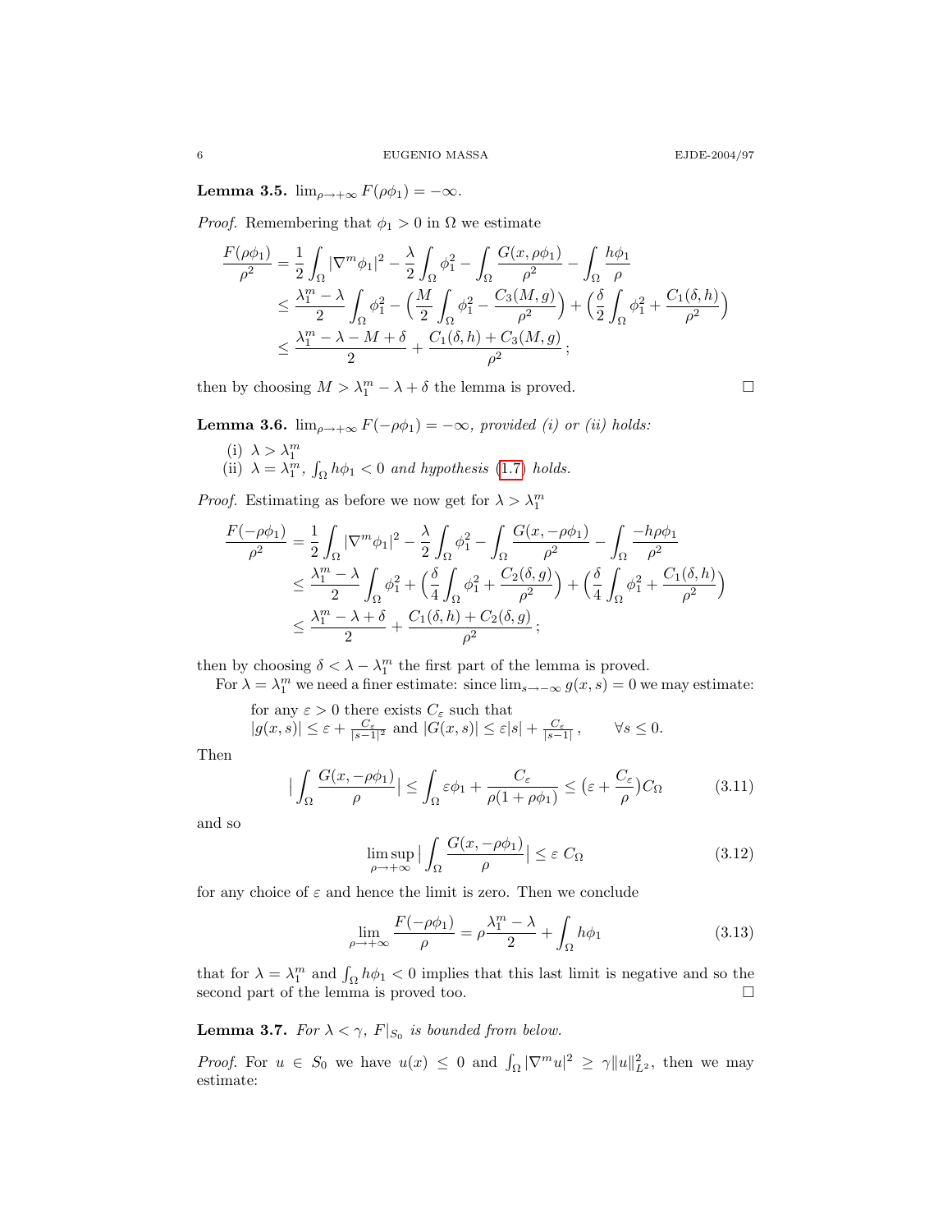**Lemma 3.5.** $\lim_{\rho\to+\infty} F(\rho\phi_1) = -\infty$.

*Proof.* Remembering that $\phi_1 > 0$ in $\Omega$ we estimate

$$
\begin{aligned}
\frac{F(\rho\phi_1)}{\rho^2} &= \frac{1}{2}\int_\Omega |\nabla^m \phi_1|^2 - \frac{\lambda}{2}\int_\Omega \phi_1^2 - \int_\Omega \frac{G(x,\rho\phi_1)}{\rho^2} - \int_\Omega \frac{h\phi_1}{\rho} \\
&\le \frac{\lambda_1^m - \lambda}{2}\int_\Omega \phi_1^2 - \Big(\frac{M}{2}\int_\Omega \phi_1^2 - \frac{C_3(M,g)}{\rho^2}\Big) + \Big(\frac{\delta}{2}\int_\Omega \phi_1^2 + \frac{C_1(\delta,h)}{\rho^2}\Big) \\
&\le \frac{\lambda_1^m - \lambda - M + \delta}{2} + \frac{C_1(\delta,h) + C_3(M,g)}{\rho^2}\,;
\end{aligned}
$$

then by choosing $M > \lambda_1^m - \lambda + \delta$ the lemma is proved. □

**Lemma 3.6.** $\lim_{\rho\to+\infty} F(-\rho\phi_1) = -\infty$, *provided (i) or (ii) holds:*

- (i) $\lambda > \lambda_1^m$
- (ii) $\lambda = \lambda_1^m$, $\int_\Omega h\phi_1 < 0$ *and hypothesis* (1.7) *holds.*

*Proof.* Estimating as before we now get for $\lambda > \lambda_1^m$

$$
\begin{aligned}
\frac{F(-\rho\phi_1)}{\rho^2} &= \frac{1}{2}\int_\Omega |\nabla^m \phi_1|^2 - \frac{\lambda}{2}\int_\Omega \phi_1^2 - \int_\Omega \frac{G(x,-\rho\phi_1)}{\rho^2} - \int_\Omega \frac{-h\rho\phi_1}{\rho^2} \\
&\le \frac{\lambda_1^m - \lambda}{2}\int_\Omega \phi_1^2 + \Big(\frac{\delta}{4}\int_\Omega \phi_1^2 + \frac{C_2(\delta,g)}{\rho^2}\Big) + \Big(\frac{\delta}{4}\int_\Omega \phi_1^2 + \frac{C_1(\delta,h)}{\rho^2}\Big) \\
&\le \frac{\lambda_1^m - \lambda + \delta}{2} + \frac{C_1(\delta,h) + C_2(\delta,g)}{\rho^2}\,;
\end{aligned}
$$

then by choosing $\delta < \lambda - \lambda_1^m$ the first part of the lemma is proved.

For $\lambda = \lambda_1^m$ we need a finer estimate: since $\lim_{s\to-\infty} g(x,s) = 0$ we may estimate:

for any $\varepsilon > 0$ there exists $C_\varepsilon$ such that
$|g(x,s)| \le \varepsilon + \frac{C_\varepsilon}{|s-1|^2}$ and $|G(x,s)| \le \varepsilon|s| + \frac{C_\varepsilon}{|s-1|}\,, \qquad \forall s \le 0.$

Then

$$
\Big|\int_\Omega \frac{G(x,-\rho\phi_1)}{\rho}\Big| \le \int_\Omega \varepsilon\phi_1 + \frac{C_\varepsilon}{\rho(1+\rho\phi_1)} \le \big(\varepsilon + \frac{C_\varepsilon}{\rho}\big)C_\Omega \tag{3.11}
$$

and so

$$
\limsup_{\rho\to+\infty} \Big|\int_\Omega \frac{G(x,-\rho\phi_1)}{\rho}\Big| \le \varepsilon\, C_\Omega \tag{3.12}
$$

for any choice of $\varepsilon$ and hence the limit is zero. Then we conclude

$$
\lim_{\rho\to+\infty} \frac{F(-\rho\phi_1)}{\rho} = \rho\frac{\lambda_1^m - \lambda}{2} + \int_\Omega h\phi_1 \tag{3.13}
$$

that for $\lambda = \lambda_1^m$ and $\int_\Omega h\phi_1 < 0$ implies that this last limit is negative and so the second part of the lemma is proved too. □

**Lemma 3.7.** *For $\lambda < \gamma$, $F|_{S_0}$ is bounded from below.*

*Proof.* For $u \in S_0$ we have $u(x) \le 0$ and $\int_\Omega |\nabla^m u|^2 \ge \gamma\|u\|_{L^2}^2$, then we may estimate: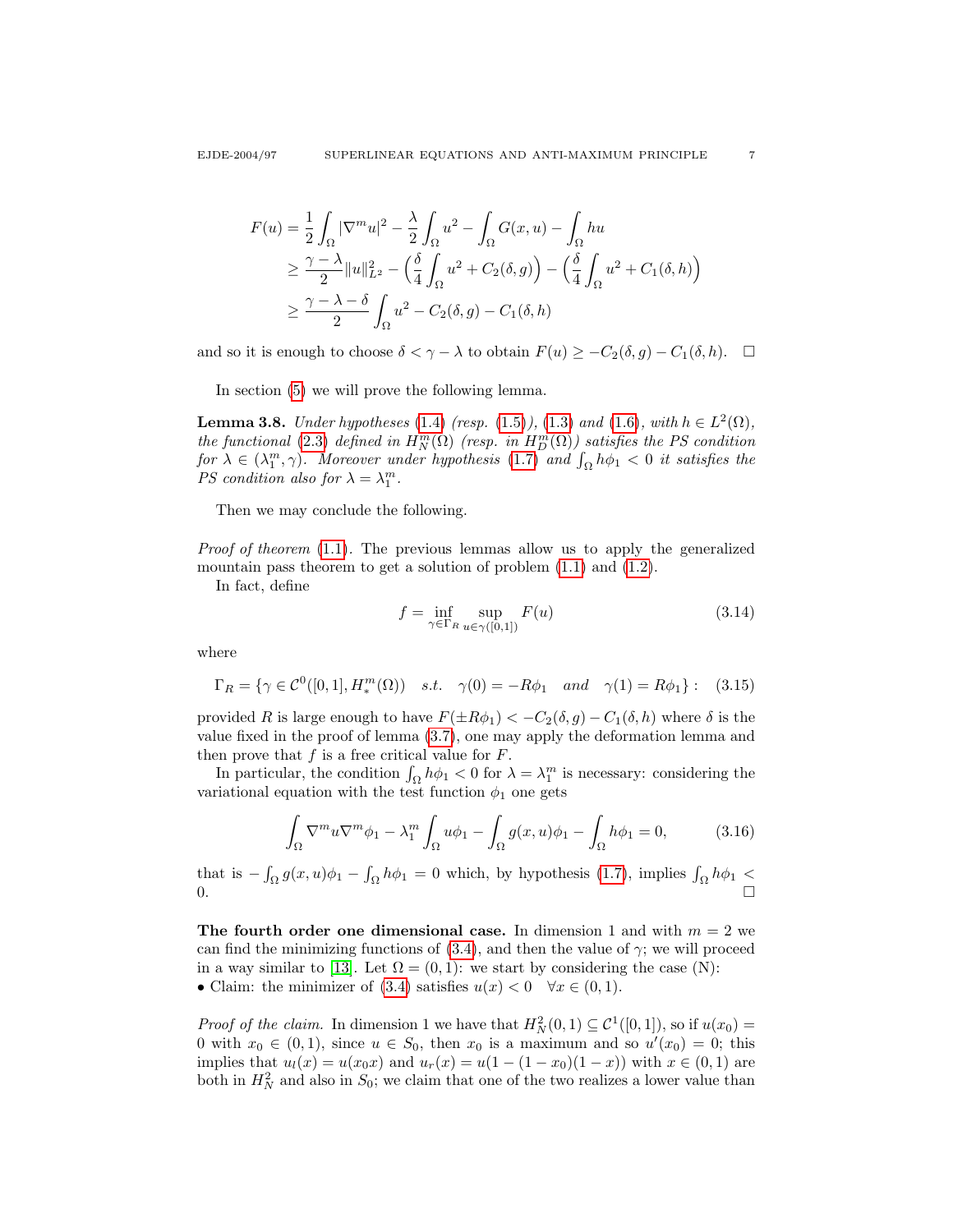$$
\begin{aligned}
F(u) &= \frac{1}{2}\int_\Omega |\nabla^m u|^2 - \frac{\lambda}{2}\int_\Omega u^2 - \int_\Omega G(x,u) - \int_\Omega hu \\
&\geq \frac{\gamma-\lambda}{2}\|u\|_{L^2}^2 - \Big(\frac{\delta}{4}\int_\Omega u^2 + C_2(\delta,g)\Big) - \Big(\frac{\delta}{4}\int_\Omega u^2 + C_1(\delta,h)\Big) \\
&\geq \frac{\gamma-\lambda-\delta}{2}\int_\Omega u^2 - C_2(\delta,g) - C_1(\delta,h)
\end{aligned}
$$

and so it is enough to choose $\delta < \gamma - \lambda$ to obtain $F(u) \geq -C_2(\delta,g) - C_1(\delta,h)$. $\square$

In section (5) we will prove the following lemma.

**Lemma 3.8.** *Under hypotheses (1.4) (resp. (1.5)), (1.3) and (1.6), with $h \in L^2(\Omega)$, the functional (2.3) defined in $H_N^m(\Omega)$ (resp. in $H_D^m(\Omega)$) satisfies the PS condition for $\lambda \in (\lambda_1^m, \gamma)$. Moreover under hypothesis (1.7) and $\int_\Omega h\phi_1 < 0$ it satisfies the PS condition also for $\lambda = \lambda_1^m$.*

Then we may conclude the following.

*Proof of theorem (1.1).* The previous lemmas allow us to apply the generalized mountain pass theorem to get a solution of problem (1.1) and (1.2).

In fact, define

$$
f = \inf_{\gamma\in\Gamma_R} \sup_{u\in\gamma([0,1])} F(u) \tag{3.14}
$$

where

$$
\Gamma_R = \{\gamma \in \mathcal{C}^0([0,1], H_*^m(\Omega)) \quad s.t. \quad \gamma(0) = -R\phi_1 \quad and \quad \gamma(1) = R\phi_1\}: \tag{3.15}
$$

provided $R$ is large enough to have $F(\pm R\phi_1) < -C_2(\delta,g) - C_1(\delta,h)$ where $\delta$ is the value fixed in the proof of lemma (3.7), one may apply the deformation lemma and then prove that $f$ is a free critical value for $F$.

In particular, the condition $\int_\Omega h\phi_1 < 0$ for $\lambda = \lambda_1^m$ is necessary: considering the variational equation with the test function $\phi_1$ one gets

$$
\int_\Omega \nabla^m u \nabla^m \phi_1 - \lambda_1^m \int_\Omega u\phi_1 - \int_\Omega g(x,u)\phi_1 - \int_\Omega h\phi_1 = 0, \tag{3.16}
$$

that is $-\int_\Omega g(x,u)\phi_1 - \int_\Omega h\phi_1 = 0$ which, by hypothesis (1.7), implies $\int_\Omega h\phi_1 < 0$. $\square$

**The fourth order one dimensional case.** In dimension 1 and with $m = 2$ we can find the minimizing functions of (3.4), and then the value of $\gamma$; we will proceed in a way similar to [13]. Let $\Omega = (0,1)$: we start by considering the case (N):

- Claim: the minimizer of (3.4) satisfies $u(x) < 0 \quad \forall x \in (0,1)$.

*Proof of the claim.* In dimension 1 we have that $H_N^2(0,1) \subseteq \mathcal{C}^1([0,1])$, so if $u(x_0) = 0$ with $x_0 \in (0,1)$, since $u \in S_0$, then $x_0$ is a maximum and so $u'(x_0) = 0$; this implies that $u_l(x) = u(x_0 x)$ and $u_r(x) = u(1-(1-x_0)(1-x))$ with $x \in (0,1)$ are both in $H_N^2$ and also in $S_0$; we claim that one of the two realizes a lower value than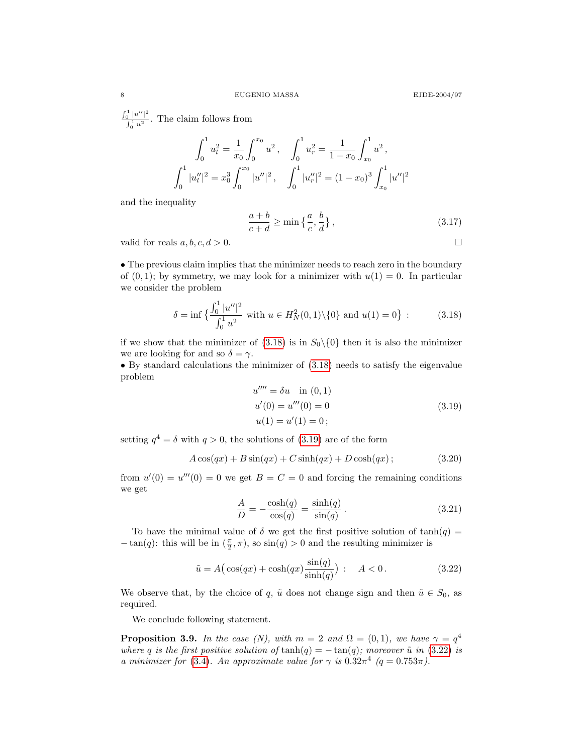$\frac{\int_0^1 |u''|^2}{\int_0^1 u^2}$. The claim follows from

$$\int_0^1 u_l^2 = \frac{1}{x_0}\int_0^{x_0} u^2\,, \quad \int_0^1 u_r^2 = \frac{1}{1-x_0}\int_{x_0}^1 u^2\,,$$
$$\int_0^1 |u_l''|^2 = x_0^3\int_0^{x_0} |u''|^2\,, \quad \int_0^1 |u_r''|^2 = (1-x_0)^3\int_{x_0}^1 |u''|^2$$

and the inequality

$$\frac{a+b}{c+d} \geq \min\big\{\frac{a}{c},\frac{b}{d}\big\}\,, \tag{3.17}$$

valid for reals $a,b,c,d>0$. □

• The previous claim implies that the minimizer needs to reach zero in the boundary of $(0,1)$; by symmetry, we may look for a minimizer with $u(1)=0$. In particular we consider the problem

$$\delta = \inf\big\{\frac{\int_0^1 |u''|^2}{\int_0^1 u^2} \text{ with } u\in H^2_N(0,1)\backslash\{0\} \text{ and } u(1)=0\big\}\ : \tag{3.18}$$

if we show that the minimizer of (3.18) is in $S_0\backslash\{0\}$ then it is also the minimizer we are looking for and so $\delta=\gamma$.
• By standard calculations the minimizer of (3.18) needs to satisfy the eigenvalue problem

$$\begin{gathered} u'''' = \delta u \quad \text{in } (0,1) \\ u'(0) = u'''(0) = 0 \\ u(1) = u'(1) = 0\,; \end{gathered} \tag{3.19}$$

setting $q^4=\delta$ with $q>0$, the solutions of (3.19) are of the form

$$A\cos(qx) + B\sin(qx) + C\sinh(qx) + D\cosh(qx)\,; \tag{3.20}$$

from $u'(0)=u'''(0)=0$ we get $B=C=0$ and forcing the remaining conditions we get

$$\frac{A}{D} = -\frac{\cosh(q)}{\cos(q)} = \frac{\sinh(q)}{\sin(q)}\,. \tag{3.21}$$

To have the minimal value of $\delta$ we get the first positive solution of $\tanh(q) = -\tan(q)$: this will be in $(\frac{\pi}{2},\pi)$, so $\sin(q)>0$ and the resulting minimizer is

$$\tilde u = A\big(\cos(qx) + \cosh(qx)\frac{\sin(q)}{\sinh(q)}\big)\ : \quad A<0\,. \tag{3.22}$$

We observe that, by the choice of $q$, $\tilde u$ does not change sign and then $\tilde u\in S_0$, as required.

We conclude following statement.

**Proposition 3.9.** *In the case (N), with $m=2$ and $\Omega=(0,1)$, we have $\gamma=q^4$ where $q$ is the first positive solution of $\tanh(q)=-\tan(q)$; moreover $\tilde u$ in (3.22) is a minimizer for (3.4). An approximate value for $\gamma$ is $0.32\pi^4$ ($q=0.753\pi$).*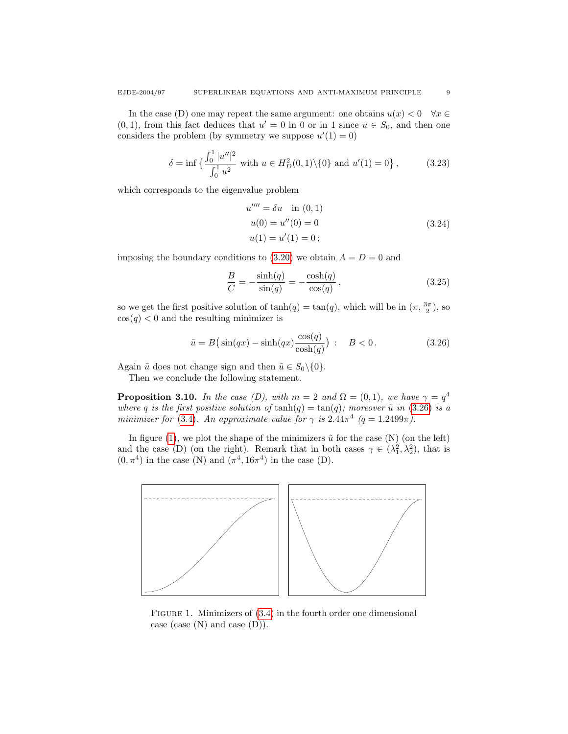In the case (D) one may repeat the same argument: one obtains $u(x) < 0 \quad \forall x \in (0,1)$, from this fact deduces that $u' = 0$ in 0 or in 1 since $u \in S_0$, and then one considers the problem (by symmetry we suppose $u'(1) = 0$)

$$\delta = \inf \Big\{ \frac{\int_0^1 |u''|^2}{\int_0^1 u^2} \text{ with } u \in H^2_D(0,1)\backslash\{0\} \text{ and } u'(1) = 0 \Big\}, \tag{3.23}$$

which corresponds to the eigenvalue problem

$$\begin{gathered} u'''' = \delta u \quad \text{in } (0,1) \\ u(0) = u''(0) = 0 \\ u(1) = u'(1) = 0\,; \end{gathered} \tag{3.24}$$

imposing the boundary conditions to (3.20) we obtain $A = D = 0$ and

$$\frac{B}{C} = -\frac{\sinh(q)}{\sin(q)} = -\frac{\cosh(q)}{\cos(q)}\,, \tag{3.25}$$

so we get the first positive solution of $\tanh(q) = \tan(q)$, which will be in $(\pi, \frac{3\pi}{2})$, so $\cos(q) < 0$ and the resulting minimizer is

$$\tilde{u} = B\big(\sin(qx) - \sinh(qx)\frac{\cos(q)}{\cosh(q)}\big) : \quad B < 0\,. \tag{3.26}$$

Again $\tilde{u}$ does not change sign and then $\tilde{u} \in S_0\backslash\{0\}$.

Then we conclude the following statement.

**Proposition 3.10.** *In the case (D), with $m = 2$ and $\Omega = (0,1)$, we have $\gamma = q^4$ where $q$ is the first positive solution of $\tanh(q) = \tan(q)$; moreover $\tilde{u}$ in (3.26) is a minimizer for (3.4). An approximate value for $\gamma$ is $2.44\pi^4$ ($q = 1.2499\pi$).*

In figure (1), we plot the shape of the minimizers $\tilde{u}$ for the case (N) (on the left) and the case (D) (on the right). Remark that in both cases $\gamma \in (\lambda_1^2, \lambda_2^2)$, that is $(0, \pi^4)$ in the case (N) and $(\pi^4, 16\pi^4)$ in the case (D).

Figure 1. Minimizers of (3.4) in the fourth order one dimensional case (case (N) and case (D)).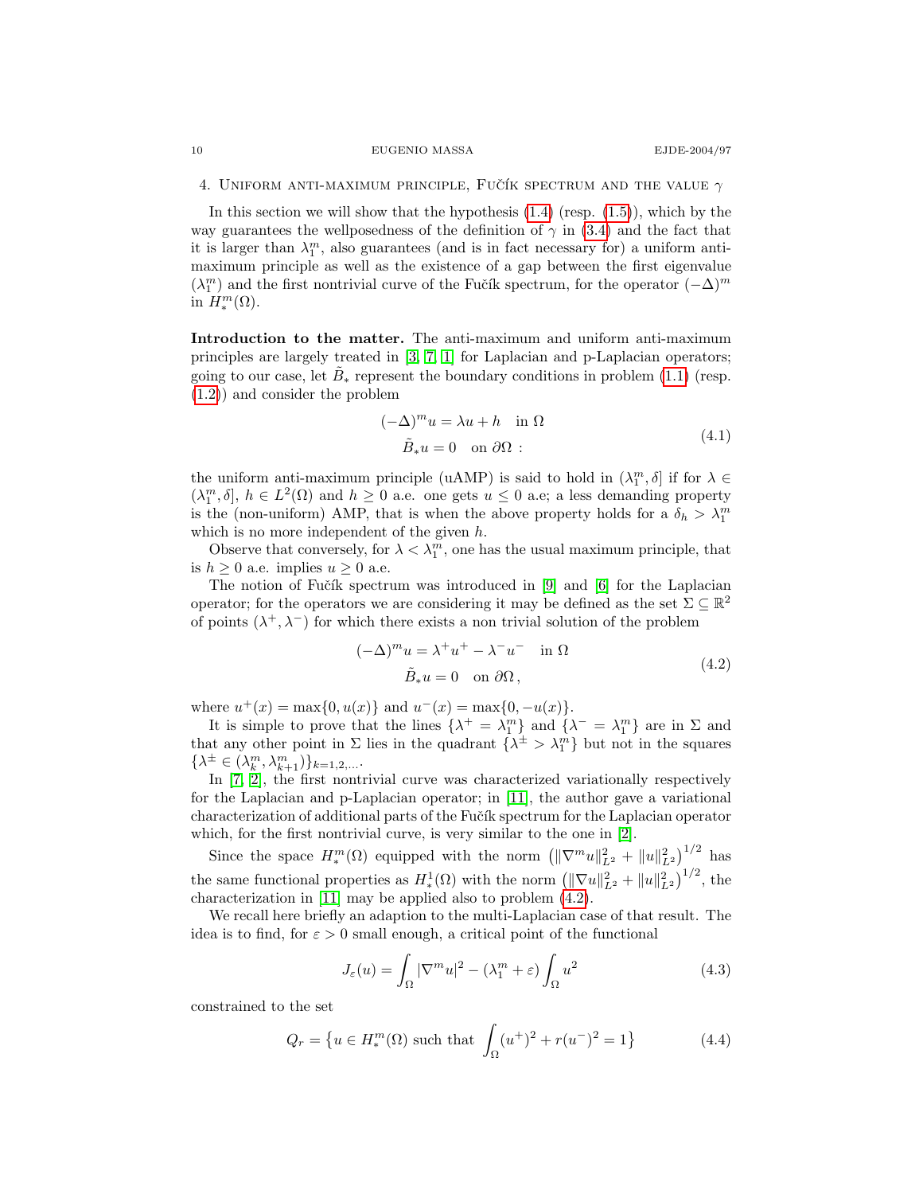## 4. Uniform anti-maximum principle, Fučík spectrum and the value $\gamma$

In this section we will show that the hypothesis (1.4) (resp. (1.5)), which by the way guarantees the wellposedness of the definition of $\gamma$ in (3.4) and the fact that it is larger than $\lambda_1^m$, also guarantees (and is in fact necessary for) a uniform anti-maximum principle as well as the existence of a gap between the first eigenvalue ($\lambda_1^m$) and the first nontrivial curve of the Fučík spectrum, for the operator $(-\Delta)^m$ in $H_*^m(\Omega)$.

**Introduction to the matter.** The anti-maximum and uniform anti-maximum principles are largely treated in [3, 7, 1] for Laplacian and p-Laplacian operators; going to our case, let $\tilde{B}_*$ represent the boundary conditions in problem (1.1) (resp. (1.2)) and consider the problem

$$
\begin{aligned}
(-\Delta)^m u &= \lambda u + h \quad \text{in } \Omega \\
\tilde{B}_* u &= 0 \quad \text{on } \partial\Omega \; :
\end{aligned}
\tag{4.1}
$$

the uniform anti-maximum principle (uAMP) is said to hold in $(\lambda_1^m, \delta]$ if for $\lambda \in (\lambda_1^m, \delta]$, $h \in L^2(\Omega)$ and $h \geq 0$ a.e. one gets $u \leq 0$ a.e; a less demanding property is the (non-uniform) AMP, that is when the above property holds for a $\delta_h > \lambda_1^m$ which is no more independent of the given $h$.

Observe that conversely, for $\lambda < \lambda_1^m$, one has the usual maximum principle, that is $h \geq 0$ a.e. implies $u \geq 0$ a.e.

The notion of Fučík spectrum was introduced in [9] and [6] for the Laplacian operator; for the operators we are considering it may be defined as the set $\Sigma \subseteq \mathbb{R}^2$ of points $(\lambda^+, \lambda^-)$ for which there exists a non trivial solution of the problem

$$
\begin{aligned}
(-\Delta)^m u &= \lambda^+ u^+ - \lambda^- u^- \quad \text{in } \Omega \\
\tilde{B}_* u &= 0 \quad \text{on } \partial\Omega ,
\end{aligned}
\tag{4.2}
$$

where $u^+(x) = \max\{0, u(x)\}$ and $u^-(x) = \max\{0, -u(x)\}$.

It is simple to prove that the lines $\{\lambda^+ = \lambda_1^m\}$ and $\{\lambda^- = \lambda_1^m\}$ are in $\Sigma$ and that any other point in $\Sigma$ lies in the quadrant $\{\lambda^\pm > \lambda_1^m\}$ but not in the squares $\{\lambda^\pm \in (\lambda_k^m, \lambda_{k+1}^m)\}_{k=1,2,\dots}$.

In [7, 2], the first nontrivial curve was characterized variationally respectively for the Laplacian and p-Laplacian operator; in [11], the author gave a variational characterization of additional parts of the Fučík spectrum for the Laplacian operator which, for the first nontrivial curve, is very similar to the one in [2].

Since the space $H_*^m(\Omega)$ equipped with the norm $\left(\|\nabla^m u\|_{L^2}^2 + \|u\|_{L^2}^2\right)^{1/2}$ has the same functional properties as $H_*^1(\Omega)$ with the norm $\left(\|\nabla u\|_{L^2}^2 + \|u\|_{L^2}^2\right)^{1/2}$, the characterization in [11] may be applied also to problem (4.2).

We recall here briefly an adaption to the multi-Laplacian case of that result. The idea is to find, for $\varepsilon > 0$ small enough, a critical point of the functional

$$
J_\varepsilon(u) = \int_\Omega |\nabla^m u|^2 - (\lambda_1^m + \varepsilon) \int_\Omega u^2
\tag{4.3}
$$

constrained to the set

$$
Q_r = \left\{ u \in H_*^m(\Omega) \text{ such that } \int_\Omega (u^+)^2 + r(u^-)^2 = 1 \right\}
\tag{4.4}
$$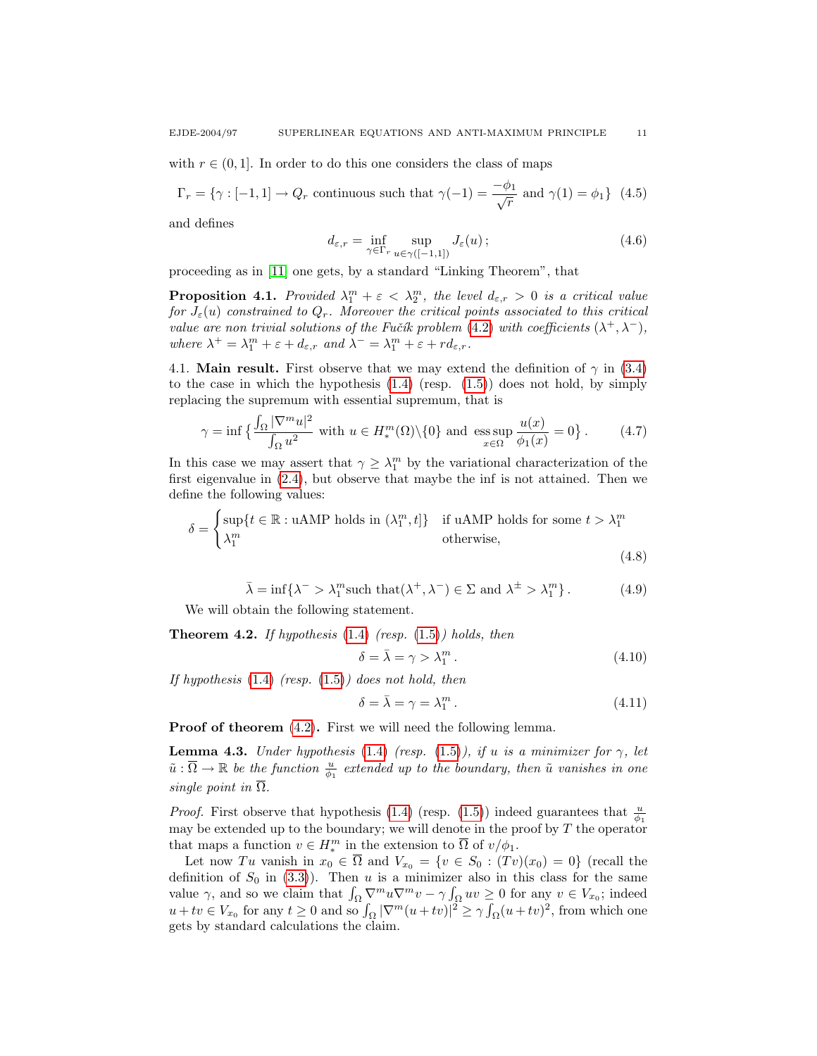with $r \in (0,1]$. In order to do this one considers the class of maps

$$\Gamma_r = \{\gamma : [-1,1] \to Q_r \text{ continuous such that } \gamma(-1) = \frac{-\phi_1}{\sqrt{r}} \text{ and } \gamma(1) = \phi_1\} \quad (4.5)$$

and defines

$$d_{\varepsilon,r} = \inf_{\gamma \in \Gamma_r} \sup_{u \in \gamma([-1,1])} J_\varepsilon(u)\,; \quad (4.6)$$

proceeding as in [11] one gets, by a standard "Linking Theorem", that

**Proposition 4.1.** *Provided $\lambda_1^m + \varepsilon < \lambda_2^m$, the level $d_{\varepsilon,r} > 0$ is a critical value for $J_\varepsilon(u)$ constrained to $Q_r$. Moreover the critical points associated to this critical value are non trivial solutions of the Fučík problem (4.2) with coefficients $(\lambda^+, \lambda^-)$, where $\lambda^+ = \lambda_1^m + \varepsilon + d_{\varepsilon,r}$ and $\lambda^- = \lambda_1^m + \varepsilon + r d_{\varepsilon,r}$.*

4.1. **Main result.** First observe that we may extend the definition of $\gamma$ in (3.4) to the case in which the hypothesis (1.4) (resp. (1.5)) does not hold, by simply replacing the supremum with essential supremum, that is

$$\gamma = \inf\Big\{\frac{\int_\Omega |\nabla^m u|^2}{\int_\Omega u^2} \text{ with } u \in H_*^m(\Omega)\backslash\{0\} \text{ and } \operatorname*{ess\,sup}_{x\in\Omega} \frac{u(x)}{\phi_1(x)} = 0\Big\}\,. \quad (4.7)$$

In this case we may assert that $\gamma \geq \lambda_1^m$ by the variational characterization of the first eigenvalue in (2.4), but observe that maybe the inf is not attained. Then we define the following values:

$$\delta = \begin{cases} \sup\{t \in \mathbb{R} : \text{uAMP holds in } (\lambda_1^m, t]\} & \text{if uAMP holds for some } t > \lambda_1^m \\ \lambda_1^m & \text{otherwise,} \end{cases} \quad (4.8)$$

$$\bar{\lambda} = \inf\{\lambda^- > \lambda_1^m \text{such that} (\lambda^+, \lambda^-) \in \Sigma \text{ and } \lambda^\pm > \lambda_1^m\}\,. \quad (4.9)$$

We will obtain the following statement.

**Theorem 4.2.** *If hypothesis (1.4) (resp. (1.5)) holds, then*

$$\delta = \bar{\lambda} = \gamma > \lambda_1^m\,. \quad (4.10)$$

*If hypothesis (1.4) (resp. (1.5)) does not hold, then*

$$\delta = \bar{\lambda} = \gamma = \lambda_1^m\,. \quad (4.11)$$

**Proof of theorem (4.2).** First we will need the following lemma.

**Lemma 4.3.** *Under hypothesis (1.4) (resp. (1.5)), if $u$ is a minimizer for $\gamma$, let $\tilde{u} : \overline{\Omega} \to \mathbb{R}$ be the function $\frac{u}{\phi_1}$ extended up to the boundary, then $\tilde{u}$ vanishes in one single point in $\overline{\Omega}$.*

*Proof.* First observe that hypothesis (1.4) (resp. (1.5)) indeed guarantees that $\frac{u}{\phi_1}$ may be extended up to the boundary; we will denote in the proof by $T$ the operator that maps a function $v \in H_*^m$ in the extension to $\overline{\Omega}$ of $v/\phi_1$.

Let now $Tu$ vanish in $x_0 \in \overline{\Omega}$ and $V_{x_0} = \{v \in S_0 : (Tv)(x_0) = 0\}$ (recall the definition of $S_0$ in (3.3)). Then $u$ is a minimizer also in this class for the same value $\gamma$, and so we claim that $\int_\Omega \nabla^m u \nabla^m v - \gamma \int_\Omega uv \geq 0$ for any $v \in V_{x_0}$; indeed $u + tv \in V_{x_0}$ for any $t \geq 0$ and so $\int_\Omega |\nabla^m(u+tv)|^2 \geq \gamma \int_\Omega (u+tv)^2$, from which one gets by standard calculations the claim.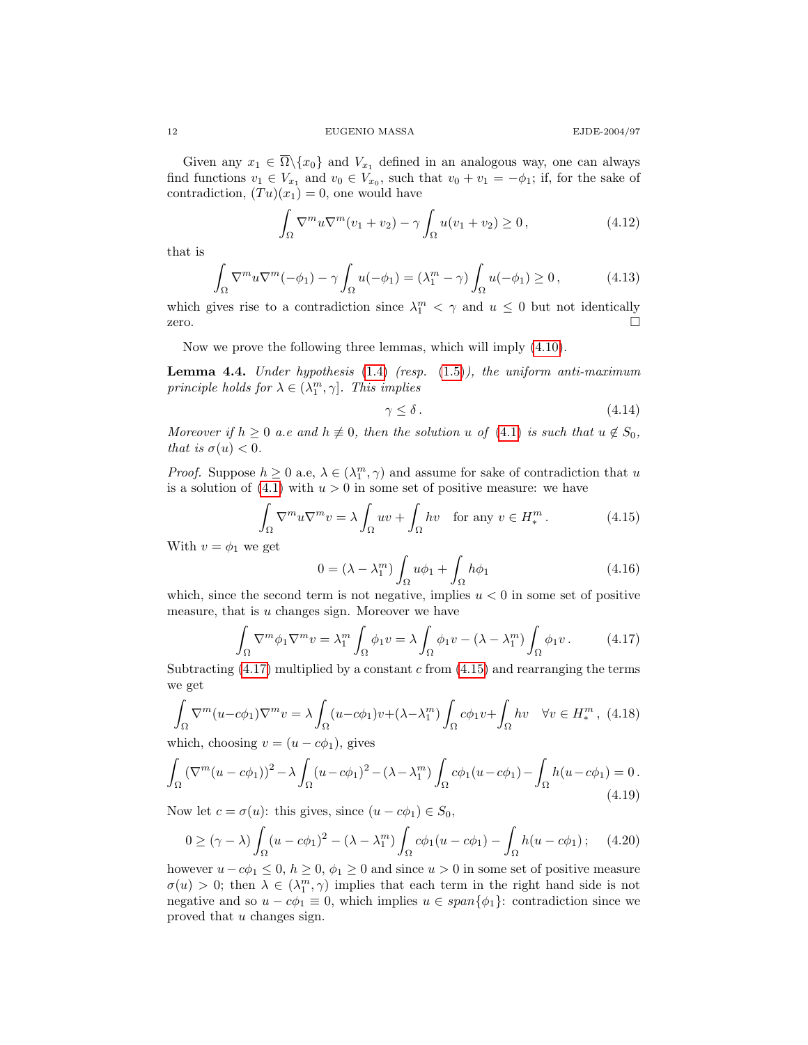Given any $x_1 \in \overline{\Omega} \backslash \{x_0\}$ and $V_{x_1}$ defined in an analogous way, one can always find functions $v_1 \in V_{x_1}$ and $v_0 \in V_{x_0}$, such that $v_0 + v_1 = -\phi_1$; if, for the sake of contradiction, $(Tu)(x_1) = 0$, one would have

$$\int_\Omega \nabla^m u \nabla^m (v_1 + v_2) - \gamma \int_\Omega u(v_1 + v_2) \geq 0\,, \tag{4.12}$$

that is

$$\int_\Omega \nabla^m u \nabla^m (-\phi_1) - \gamma \int_\Omega u(-\phi_1) = (\lambda_1^m - \gamma) \int_\Omega u(-\phi_1) \geq 0\,, \tag{4.13}$$

which gives rise to a contradiction since $\lambda_1^m < \gamma$ and $u \leq 0$ but not identically zero. $\square$

Now we prove the following three lemmas, which will imply (4.10).

**Lemma 4.4.** *Under hypothesis (1.4) (resp. (1.5)), the uniform anti-maximum principle holds for $\lambda \in (\lambda_1^m, \gamma]$. This implies*

$$\gamma \leq \delta\,. \tag{4.14}$$

*Moreover if $h \geq 0$ a.e and $h \not\equiv 0$, then the solution $u$ of (4.1) is such that $u \notin S_0$, that is $\sigma(u) < 0$.*

*Proof.* Suppose $h \geq 0$ a.e, $\lambda \in (\lambda_1^m, \gamma)$ and assume for sake of contradiction that $u$ is a solution of (4.1) with $u > 0$ in some set of positive measure: we have

$$\int_\Omega \nabla^m u \nabla^m v = \lambda \int_\Omega uv + \int_\Omega hv \quad \text{for any } v \in H_*^m\,. \tag{4.15}$$

With $v = \phi_1$ we get

$$0 = (\lambda - \lambda_1^m) \int_\Omega u\phi_1 + \int_\Omega h\phi_1 \tag{4.16}$$

which, since the second term is not negative, implies $u < 0$ in some set of positive measure, that is $u$ changes sign. Moreover we have

$$\int_\Omega \nabla^m \phi_1 \nabla^m v = \lambda_1^m \int_\Omega \phi_1 v = \lambda \int_\Omega \phi_1 v - (\lambda - \lambda_1^m) \int_\Omega \phi_1 v\,. \tag{4.17}$$

Subtracting (4.17) multiplied by a constant $c$ from (4.15) and rearranging the terms we get

$$\int_\Omega \nabla^m (u - c\phi_1) \nabla^m v = \lambda \int_\Omega (u - c\phi_1)v + (\lambda - \lambda_1^m) \int_\Omega c\phi_1 v + \int_\Omega hv \quad \forall v \in H_*^m\,, \tag{4.18}$$

which, choosing $v = (u - c\phi_1)$, gives

$$\int_\Omega (\nabla^m (u - c\phi_1))^2 - \lambda \int_\Omega (u - c\phi_1)^2 - (\lambda - \lambda_1^m) \int_\Omega c\phi_1 (u - c\phi_1) - \int_\Omega h(u - c\phi_1) = 0\,. \tag{4.19}$$

Now let $c = \sigma(u)$: this gives, since $(u - c\phi_1) \in S_0$,

$$0 \geq (\gamma - \lambda) \int_\Omega (u - c\phi_1)^2 - (\lambda - \lambda_1^m) \int_\Omega c\phi_1 (u - c\phi_1) - \int_\Omega h(u - c\phi_1)\,; \tag{4.20}$$

however $u - c\phi_1 \leq 0$, $h \geq 0$, $\phi_1 \geq 0$ and since $u > 0$ in some set of positive measure $\sigma(u) > 0$; then $\lambda \in (\lambda_1^m, \gamma)$ implies that each term in the right hand side is not negative and so $u - c\phi_1 \equiv 0$, which implies $u \in span\{\phi_1\}$: contradiction since we proved that $u$ changes sign.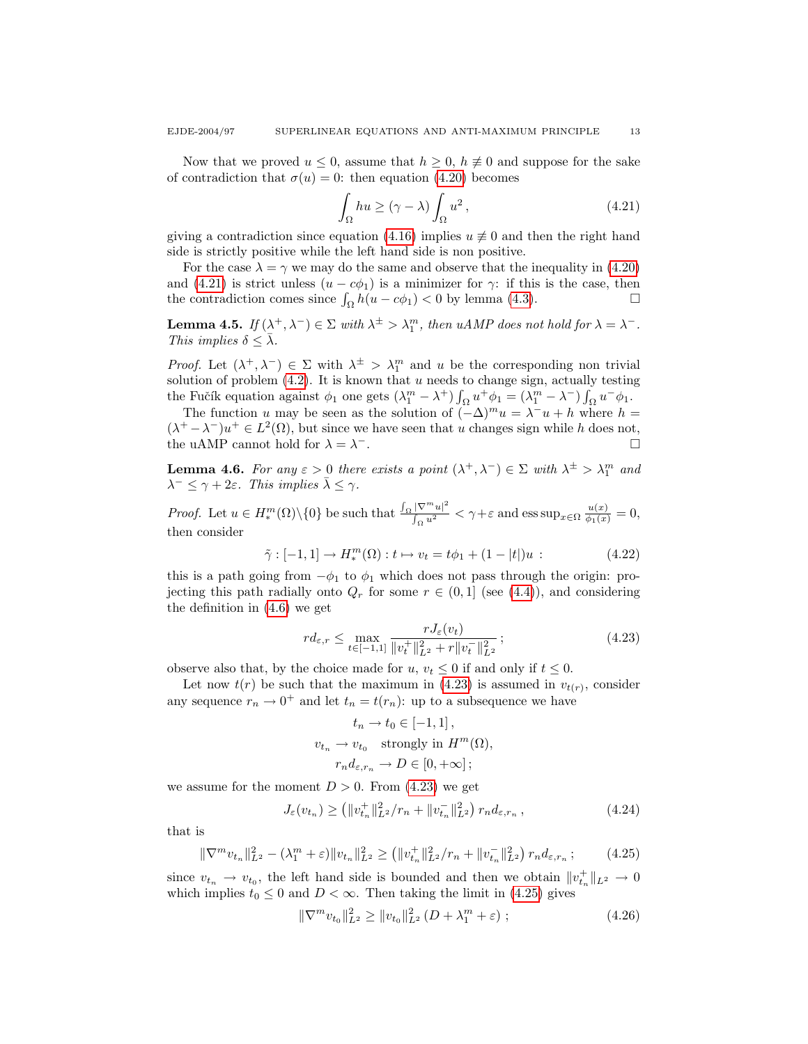Now that we proved $u \le 0$, assume that $h \ge 0$, $h \not\equiv 0$ and suppose for the sake of contradiction that $\sigma(u) = 0$: then equation (4.20) becomes

$$\int_\Omega hu \ge (\gamma - \lambda) \int_\Omega u^2 \,, \tag{4.21}$$

giving a contradiction since equation (4.16) implies $u \not\equiv 0$ and then the right hand side is strictly positive while the left hand side is non positive.

For the case $\lambda = \gamma$ we may do the same and observe that the inequality in (4.20) and (4.21) is strict unless $(u - c\phi_1)$ is a minimizer for $\gamma$: if this is the case, then the contradiction comes since $\int_\Omega h(u - c\phi_1) < 0$ by lemma (4.3). $\square$

**Lemma 4.5.** *If $(\lambda^+, \lambda^-) \in \Sigma$ with $\lambda^\pm > \lambda_1^m$, then uAMP does not hold for $\lambda = \lambda^-$. This implies $\delta \le \bar\lambda$.*

*Proof.* Let $(\lambda^+, \lambda^-) \in \Sigma$ with $\lambda^\pm > \lambda_1^m$ and $u$ be the corresponding non trivial solution of problem (4.2). It is known that $u$ needs to change sign, actually testing the Fučík equation against $\phi_1$ one gets $(\lambda_1^m - \lambda^+) \int_\Omega u^+\phi_1 = (\lambda_1^m - \lambda^-) \int_\Omega u^-\phi_1$.

The function $u$ may be seen as the solution of $(-\Delta)^m u = \lambda^- u + h$ where $h = (\lambda^+ - \lambda^-)u^+ \in L^2(\Omega)$, but since we have seen that $u$ changes sign while $h$ does not, the uAMP cannot hold for $\lambda = \lambda^-$. $\square$

**Lemma 4.6.** *For any $\varepsilon > 0$ there exists a point $(\lambda^+, \lambda^-) \in \Sigma$ with $\lambda^\pm > \lambda_1^m$ and $\lambda^- \le \gamma + 2\varepsilon$. This implies $\bar\lambda \le \gamma$.*

*Proof.* Let $u \in H_*^m(\Omega)\backslash\{0\}$ be such that $\frac{\int_\Omega |\nabla^m u|^2}{\int_\Omega u^2} < \gamma + \varepsilon$ and $\operatorname{ess\,sup}_{x\in\Omega} \frac{u(x)}{\phi_1(x)} = 0$, then consider

$$\tilde\gamma : [-1, 1] \to H_*^m(\Omega) : t \mapsto v_t = t\phi_1 + (1 - |t|)u \ : \tag{4.22}$$

this is a path going from $-\phi_1$ to $\phi_1$ which does not pass through the origin: projecting this path radially onto $Q_r$ for some $r \in (0, 1]$ (see (4.4)), and considering the definition in (4.6) we get

$$r d_{\varepsilon,r} \le \max_{t\in[-1,1]} \frac{r J_\varepsilon(v_t)}{\|v_t^+\|_{L^2}^2 + r\|v_t^-\|_{L^2}^2} \,; \tag{4.23}$$

observe also that, by the choice made for $u$, $v_t \le 0$ if and only if $t \le 0$.

Let now $t(r)$ be such that the maximum in (4.23) is assumed in $v_{t(r)}$, consider any sequence $r_n \to 0^+$ and let $t_n = t(r_n)$: up to a subsequence we have

$$t_n \to t_0 \in [-1, 1] \,,$$
$$v_{t_n} \to v_{t_0} \quad \text{strongly in } H^m(\Omega),$$
$$r_n d_{\varepsilon,r_n} \to D \in [0, +\infty] \,;$$

we assume for the moment $D > 0$. From (4.23) we get

$$J_\varepsilon(v_{t_n}) \ge \left(\|v_{t_n}^+\|_{L^2}^2 / r_n + \|v_{t_n}^-\|_{L^2}^2\right) r_n d_{\varepsilon,r_n} \,, \tag{4.24}$$

that is

$$\|\nabla^m v_{t_n}\|_{L^2}^2 - (\lambda_1^m + \varepsilon)\|v_{t_n}\|_{L^2}^2 \ge \left(\|v_{t_n}^+\|_{L^2}^2 / r_n + \|v_{t_n}^-\|_{L^2}^2\right) r_n d_{\varepsilon,r_n} \,; \tag{4.25}$$

since $v_{t_n} \to v_{t_0}$, the left hand side is bounded and then we obtain $\|v_{t_n}^+\|_{L^2} \to 0$ which implies $t_0 \le 0$ and $D < \infty$. Then taking the limit in (4.25) gives

$$\|\nabla^m v_{t_0}\|_{L^2}^2 \ge \|v_{t_0}\|_{L^2}^2 \left(D + \lambda_1^m + \varepsilon\right) \,; \tag{4.26}$$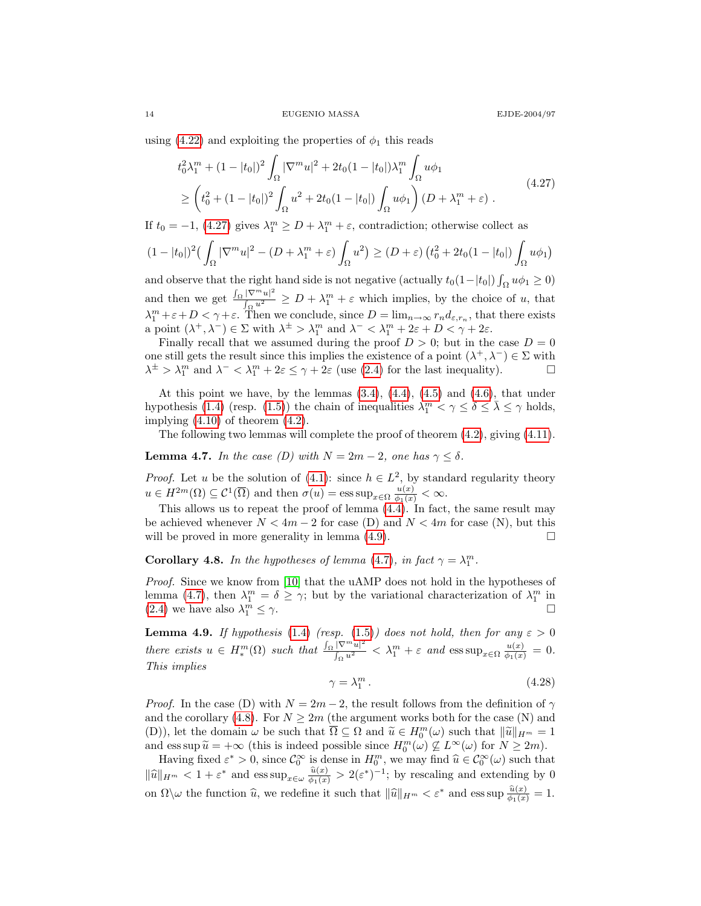using (4.22) and exploiting the properties of $\phi_1$ this reads

$$
\begin{aligned}
&t_0^2\lambda_1^m + (1-|t_0|)^2\int_\Omega |\nabla^m u|^2 + 2t_0(1-|t_0|)\lambda_1^m\int_\Omega u\phi_1 \\
&\ge \Big(t_0^2 + (1-|t_0|)^2\int_\Omega u^2 + 2t_0(1-|t_0|)\int_\Omega u\phi_1\Big)\left(D+\lambda_1^m+\varepsilon\right).
\end{aligned}
\tag{4.27}
$$

If $t_0 = -1$, (4.27) gives $\lambda_1^m \ge D + \lambda_1^m + \varepsilon$, contradiction; otherwise collect as

$$
(1-|t_0|)^2\Big(\int_\Omega |\nabla^m u|^2 - (D+\lambda_1^m+\varepsilon)\int_\Omega u^2\Big) \ge (D+\varepsilon)\left(t_0^2 + 2t_0(1-|t_0|)\int_\Omega u\phi_1\right)
$$

and observe that the right hand side is not negative (actually $t_0(1-|t_0|)\int_\Omega u\phi_1 \ge 0$) and then we get $\frac{\int_\Omega |\nabla^m u|^2}{\int_\Omega u^2} \ge D + \lambda_1^m + \varepsilon$ which implies, by the choice of $u$, that $\lambda_1^m + \varepsilon + D < \gamma + \varepsilon$. Then we conclude, since $D = \lim_{n\to\infty} r_n d_{\varepsilon, r_n}$, that there exists a point $(\lambda^+, \lambda^-) \in \Sigma$ with $\lambda^\pm > \lambda_1^m$ and $\lambda^- < \lambda_1^m + 2\varepsilon + D < \gamma + 2\varepsilon$.

Finally recall that we assumed during the proof $D > 0$; but in the case $D = 0$ one still gets the result since this implies the existence of a point $(\lambda^+, \lambda^-) \in \Sigma$ with $\lambda^\pm > \lambda_1^m$ and $\lambda^- < \lambda_1^m + 2\varepsilon \le \gamma + 2\varepsilon$ (use (2.4) for the last inequality). □

At this point we have, by the lemmas (3.4), (4.4), (4.5) and (4.6), that under hypothesis (1.4) (resp. (1.5)) the chain of inequalities $\lambda_1^m < \gamma \le \delta \le \bar\lambda \le \gamma$ holds, implying (4.10) of theorem (4.2).

The following two lemmas will complete the proof of theorem (4.2), giving (4.11).

**Lemma 4.7.** *In the case (D) with $N = 2m-2$, one has $\gamma \le \delta$.*

*Proof.* Let $u$ be the solution of (4.1): since $h \in L^2$, by standard regularity theory $u \in H^{2m}(\Omega) \subseteq \mathcal{C}^1(\overline{\Omega})$ and then $\sigma(u) = \operatorname{ess\,sup}_{x\in\Omega} \frac{u(x)}{\phi_1(x)} < \infty$.

This allows us to repeat the proof of lemma (4.4). In fact, the same result may be achieved whenever $N < 4m-2$ for case (D) and $N < 4m$ for case (N), but this will be proved in more generality in lemma (4.9). □

**Corollary 4.8.** *In the hypotheses of lemma (4.7), in fact $\gamma = \lambda_1^m$.*

*Proof.* Since we know from [10] that the uAMP does not hold in the hypotheses of lemma (4.7), then $\lambda_1^m = \delta \ge \gamma$; but by the variational characterization of $\lambda_1^m$ in (2.4) we have also $\lambda_1^m \le \gamma$. □

**Lemma 4.9.** *If hypothesis (1.4) (resp. (1.5)) does not hold, then for any $\varepsilon > 0$ there exists $u \in H_*^m(\Omega)$ such that $\frac{\int_\Omega |\nabla^m u|^2}{\int_\Omega u^2} < \lambda_1^m + \varepsilon$ and $\operatorname{ess\,sup}_{x\in\Omega} \frac{u(x)}{\phi_1(x)} = 0$. This implies*

$$
\gamma = \lambda_1^m . \tag{4.28}
$$

*Proof.* In the case (D) with $N = 2m-2$, the result follows from the definition of $\gamma$ and the corollary (4.8). For $N \ge 2m$ (the argument works both for the case (N) and (D)), let the domain $\omega$ be such that $\overline{\Omega} \subseteq \Omega$ and $\widetilde{u} \in H_0^m(\omega)$ such that $\|\widetilde{u}\|_{H^m} = 1$ and $\operatorname{ess\,sup} \widetilde{u} = +\infty$ (this is indeed possible since $H_0^m(\omega) \not\subseteq L^\infty(\omega)$ for $N \ge 2m$).

Having fixed $\varepsilon^* > 0$, since $\mathcal{C}_0^\infty$ is dense in $H_0^m$, we may find $\widehat{u} \in \mathcal{C}_0^\infty(\omega)$ such that $\|\widehat{u}\|_{H^m} < 1 + \varepsilon^*$ and $\operatorname{ess\,sup}_{x\in\omega} \frac{\widehat{u}(x)}{\phi_1(x)} > 2(\varepsilon^*)^{-1}$; by rescaling and extending by 0 on $\Omega\backslash\omega$ the function $\widehat{u}$, we redefine it such that $\|\widehat{u}\|_{H^m} < \varepsilon^*$ and $\operatorname{ess\,sup} \frac{\widehat{u}(x)}{\phi_1(x)} = 1$.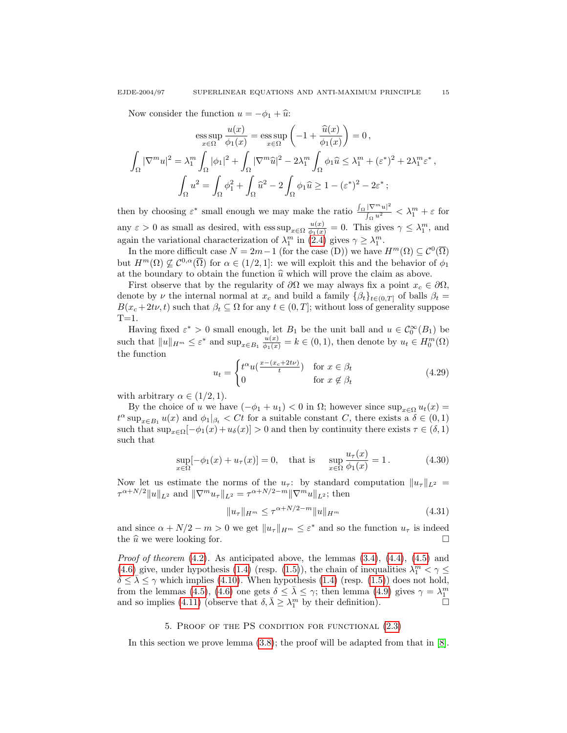Now consider the function $u = -\phi_1 + \widehat{u}$:

$$\operatorname*{ess\,sup}_{x\in\Omega} \frac{u(x)}{\phi_1(x)} = \operatorname*{ess\,sup}_{x\in\Omega} \left(-1 + \frac{\widehat{u}(x)}{\phi_1(x)}\right) = 0\,,$$

$$\int_\Omega |\nabla^m u|^2 = \lambda_1^m \int_\Omega |\phi_1|^2 + \int_\Omega |\nabla^m \widehat{u}|^2 - 2\lambda_1^m \int_\Omega \phi_1 \widehat{u} \le \lambda_1^m + (\varepsilon^*)^2 + 2\lambda_1^m \varepsilon^*\,,$$

$$\int_\Omega u^2 = \int_\Omega \phi_1^2 + \int_\Omega \widehat{u}^2 - 2\int_\Omega \phi_1 \widehat{u} \ge 1 - (\varepsilon^*)^2 - 2\varepsilon^*\,;$$

then by choosing $\varepsilon^*$ small enough we may make the ratio $\frac{\int_\Omega |\nabla^m u|^2}{\int_\Omega u^2} < \lambda_1^m + \varepsilon$ for any $\varepsilon > 0$ as small as desired, with $\operatorname*{ess\,sup}_{x\in\Omega} \frac{u(x)}{\phi_1(x)} = 0$. This gives $\gamma \le \lambda_1^m$, and again the variational characterization of $\lambda_1^m$ in (2.4) gives $\gamma \ge \lambda_1^m$.

In the more difficult case $N = 2m-1$ (for the case (D)) we have $H^m(\Omega) \subseteq \mathcal{C}^0(\overline{\Omega})$ but $H^m(\Omega) \not\subseteq \mathcal{C}^{0,\alpha}(\overline{\Omega})$ for $\alpha \in (1/2, 1]$: we will exploit this and the behavior of $\phi_1$ at the boundary to obtain the function $\widehat{u}$ which will prove the claim as above.

First observe that by the regularity of $\partial\Omega$ we may always fix a point $x_c \in \partial\Omega$, denote by $\nu$ the internal normal at $x_c$ and build a family $\{\beta_t\}_{t\in(0,T]}$ of balls $\beta_t = B(x_c + 2t\nu, t)$ such that $\beta_t \subseteq \Omega$ for any $t \in (0,T]$; without loss of generality suppose T=1.

Having fixed $\varepsilon^* > 0$ small enough, let $B_1$ be the unit ball and $u \in \mathcal{C}_0^\infty(B_1)$ be such that $\|u\|_{H^m} \le \varepsilon^*$ and $\sup_{x\in B_1} \frac{u(x)}{\phi_1(x)} = k \in (0,1)$, then denote by $u_t \in H_0^m(\Omega)$ the function

$$u_t = \begin{cases} t^\alpha u\left(\frac{x-(x_c+2t\nu)}{t}\right) & \text{for } x \in \beta_t \\ 0 & \text{for } x \notin \beta_t \end{cases} \tag{4.29}$$

with arbitrary $\alpha \in (1/2, 1)$.

By the choice of $u$ we have $(-\phi_1 + u_1) < 0$ in $\Omega$; however since $\sup_{x\in\Omega} u_t(x) = t^\alpha \sup_{x\in B_1} u(x)$ and $\phi_1|_{\beta_t} < Ct$ for a suitable constant $C$, there exists a $\delta \in (0,1)$ such that $\sup_{x\in\Omega}[-\phi_1(x) + u_\delta(x)] > 0$ and then by continuity there exists $\tau \in (\delta, 1)$ such that

$$\sup_{x\in\Omega}[-\phi_1(x) + u_\tau(x)] = 0, \quad \text{that is} \quad \sup_{x\in\Omega} \frac{u_\tau(x)}{\phi_1(x)} = 1\,. \tag{4.30}$$

Now let us estimate the norms of the $u_\tau$: by standard computation $\|u_\tau\|_{L^2} = \tau^{\alpha+N/2}\|u\|_{L^2}$ and $\|\nabla^m u_\tau\|_{L^2} = \tau^{\alpha+N/2-m}\|\nabla^m u\|_{L^2}$; then

$$\|u_\tau\|_{H^m} \le \tau^{\alpha+N/2-m}\|u\|_{H^m} \tag{4.31}$$

and since $\alpha + N/2 - m > 0$ we get $\|u_\tau\|_{H^m} \le \varepsilon^*$ and so the function $u_\tau$ is indeed the $\widehat{u}$ we were looking for. $\square$

*Proof of theorem* (4.2). As anticipated above, the lemmas (3.4), (4.4), (4.5) and (4.6) give, under hypothesis (1.4) (resp. (1.5)), the chain of inequalities $\lambda_1^m < \gamma \le \delta \le \bar\lambda \le \gamma$ which implies (4.10). When hypothesis (1.4) (resp. (1.5)) does not hold, from the lemmas (4.5), (4.6) one gets $\delta \le \bar\lambda \le \gamma$; then lemma (4.9) gives $\gamma = \lambda_1^m$ and so implies (4.11) (observe that $\delta, \bar\lambda \ge \lambda_1^m$ by their definition). $\square$

## 5. Proof of the PS condition for functional (2.3)

In this section we prove lemma (3.8); the proof will be adapted from that in [8].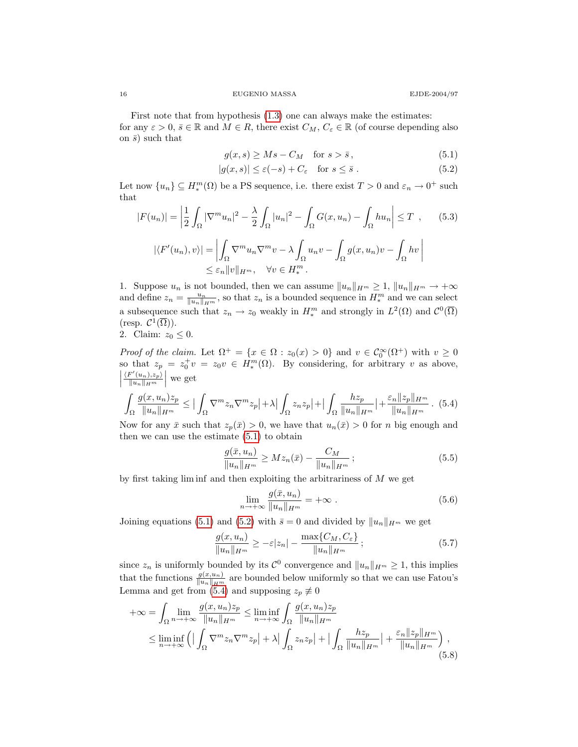First note that from hypothesis (1.3) one can always make the estimates: for any $\varepsilon > 0$, $\bar{s} \in \mathbb{R}$ and $M \in R$, there exist $C_M$, $C_\varepsilon \in \mathbb{R}$ (of course depending also on $\bar{s}$) such that

$$g(x,s) \geq Ms - C_M \quad \text{for } s > \bar{s}\,, \tag{5.1}$$

$$|g(x,s)| \leq \varepsilon(-s) + C_\varepsilon \quad \text{for } s \leq \bar{s}\,. \tag{5.2}$$

Let now $\{u_n\} \subseteq H^m_*(\Omega)$ be a PS sequence, i.e. there exist $T > 0$ and $\varepsilon_n \to 0^+$ such that

$$|F(u_n)| = \left| \frac{1}{2}\int_\Omega |\nabla^m u_n|^2 - \frac{\lambda}{2}\int_\Omega |u_n|^2 - \int_\Omega G(x,u_n) - \int_\Omega h u_n \right| \leq T \quad , \tag{5.3}$$

$$\begin{aligned}|\langle F'(u_n), v\rangle| &= \left| \int_\Omega \nabla^m u_n \nabla^m v - \lambda \int_\Omega u_n v - \int_\Omega g(x,u_n)v - \int_\Omega hv \right| \\ &\leq \varepsilon_n \|v\|_{H^m}, \quad \forall v \in H^m_*\,.\end{aligned}$$

1. Suppose $u_n$ is not bounded, then we can assume $\|u_n\|_{H^m} \geq 1$, $\|u_n\|_{H^m} \to +\infty$ and define $z_n = \frac{u_n}{\|u_n\|_{H^m}}$, so that $z_n$ is a bounded sequence in $H^m_*$ and we can select a subsequence such that $z_n \to z_0$ weakly in $H^m_*$ and strongly in $L^2(\Omega)$ and $\mathcal{C}^0(\overline{\Omega})$ (resp. $\mathcal{C}^1(\overline{\Omega})$).
2. Claim: $z_0 \leq 0$.

*Proof of the claim.* Let $\Omega^+ = \{x \in \Omega : z_0(x) > 0\}$ and $v \in \mathcal{C}^\infty_0(\Omega^+)$ with $v \geq 0$ so that $z_p = z_0^+ v = z_0 v \in H^m_*(\Omega)$. By considering, for arbitrary $v$ as above, $\left|\frac{\langle F'(u_n), z_p\rangle}{\|u_n\|_{H^m}}\right|$ we get

$$\int_\Omega \frac{g(x,u_n)z_p}{\|u_n\|_{H^m}} \leq \Big|\int_\Omega \nabla^m z_n \nabla^m z_p\Big| + \lambda\Big|\int_\Omega z_n z_p\Big| + \Big|\int_\Omega \frac{hz_p}{\|u_n\|_{H^m}}\Big| + \frac{\varepsilon_n \|z_p\|_{H^m}}{\|u_n\|_{H^m}}\,. \tag{5.4}$$

Now for any $\bar{x}$ such that $z_p(\bar{x}) > 0$, we have that $u_n(\bar{x}) > 0$ for $n$ big enough and then we can use the estimate (5.1) to obtain

$$\frac{g(\bar{x},u_n)}{\|u_n\|_{H^m}} \geq M z_n(\bar{x}) - \frac{C_M}{\|u_n\|_{H^m}}\,; \tag{5.5}$$

by first taking lim inf and then exploiting the arbitrariness of $M$ we get

$$\lim_{n\to+\infty} \frac{g(\bar{x},u_n)}{\|u_n\|_{H^m}} = +\infty\,. \tag{5.6}$$

Joining equations (5.1) and (5.2) with $\bar{s} = 0$ and divided by $\|u_n\|_{H^m}$ we get

$$\frac{g(x,u_n)}{\|u_n\|_{H^m}} \geq -\varepsilon|z_n| - \frac{\max\{C_M, C_\varepsilon\}}{\|u_n\|_{H^m}}\,; \tag{5.7}$$

since $z_n$ is uniformly bounded by its $\mathcal{C}^0$ convergence and $\|u_n\|_{H^m} \geq 1$, this implies that the functions $\frac{g(x,u_n)}{\|u_n\|_{H^m}}$ are bounded below uniformly so that we can use Fatou's Lemma and get from (5.4) and supposing $z_p \not\equiv 0$

$$\begin{aligned}+\infty &= \int_\Omega \lim_{n\to+\infty} \frac{g(x,u_n)z_p}{\|u_n\|_{H^m}} \leq \liminf_{n\to+\infty} \int_\Omega \frac{g(x,u_n)z_p}{\|u_n\|_{H^m}} \\ &\leq \liminf_{n\to+\infty} \Big( \Big|\int_\Omega \nabla^m z_n \nabla^m z_p\Big| + \lambda\Big|\int_\Omega z_n z_p\Big| + \Big|\int_\Omega \frac{hz_p}{\|u_n\|_{H^m}}\Big| + \frac{\varepsilon_n \|z_p\|_{H^m}}{\|u_n\|_{H^m}}\Big)\,,\end{aligned} \tag{5.8}$$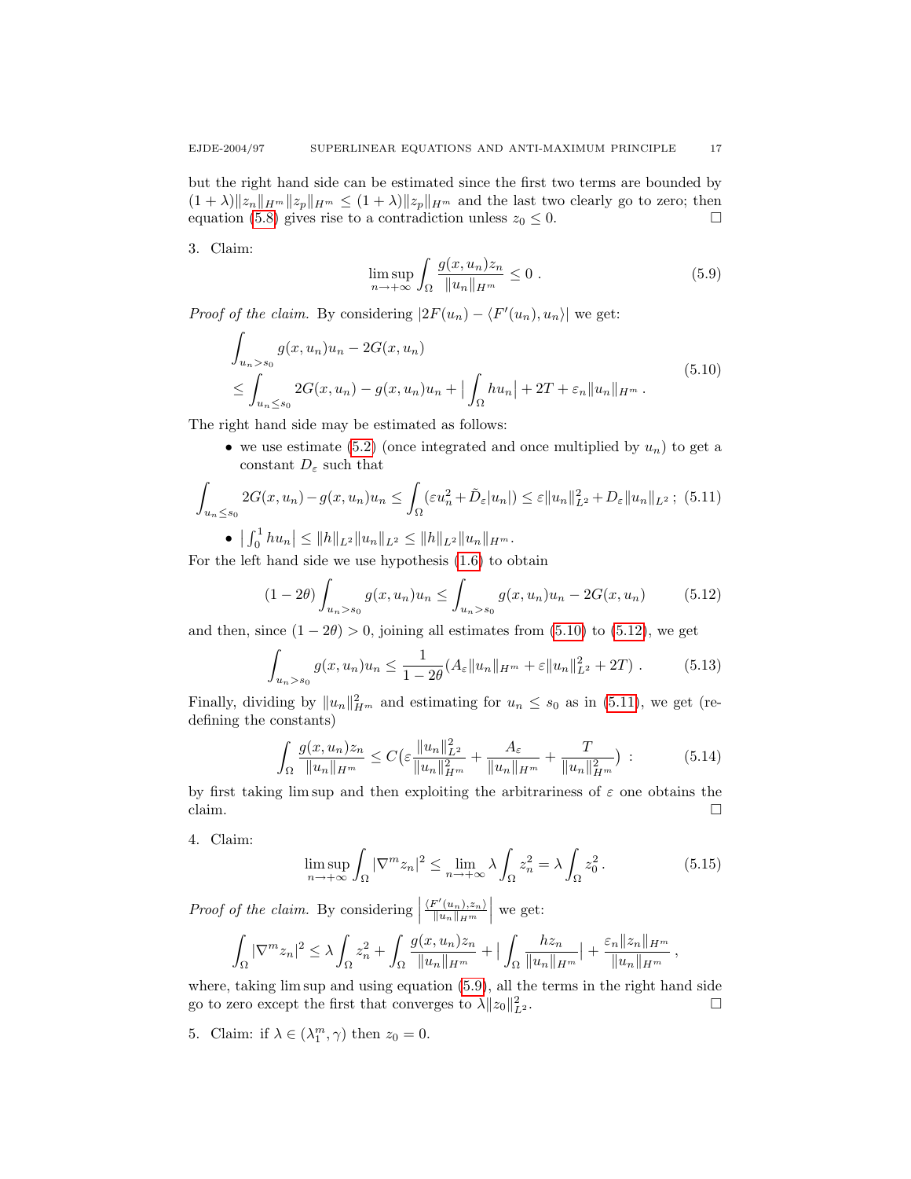but the right hand side can be estimated since the first two terms are bounded by $(1+\lambda)\|z_n\|_{H^m}\|z_p\|_{H^m} \le (1+\lambda)\|z_p\|_{H^m}$ and the last two clearly go to zero; then equation (5.8) gives rise to a contradiction unless $z_0 \le 0$. □

3. Claim:

$$\limsup_{n\to+\infty} \int_\Omega \frac{g(x,u_n)z_n}{\|u_n\|_{H^m}} \le 0 \,. \tag{5.9}$$

*Proof of the claim.* By considering $|2F(u_n) - \langle F'(u_n), u_n\rangle|$ we get:

$$\begin{aligned} &\int_{u_n > s_0} g(x,u_n)u_n - 2G(x,u_n) \\ &\le \int_{u_n \le s_0} 2G(x,u_n) - g(x,u_n)u_n + \Big|\int_\Omega h u_n\Big| + 2T + \varepsilon_n \|u_n\|_{H^m} \,. \end{aligned} \tag{5.10}$$

The right hand side may be estimated as follows:

- we use estimate (5.2) (once integrated and once multiplied by $u_n$) to get a constant $D_\varepsilon$ such that

$$\int_{u_n \le s_0} 2G(x,u_n) - g(x,u_n)u_n \le \int_\Omega (\varepsilon u_n^2 + \tilde{D}_\varepsilon |u_n|) \le \varepsilon \|u_n\|^2_{L^2} + D_\varepsilon \|u_n\|_{L^2} \,; \tag{5.11}$$

- $\big|\int_0^1 h u_n\big| \le \|h\|_{L^2}\|u_n\|_{L^2} \le \|h\|_{L^2}\|u_n\|_{H^m}$.

For the left hand side we use hypothesis (1.6) to obtain

$$(1-2\theta)\int_{u_n > s_0} g(x,u_n)u_n \le \int_{u_n>s_0} g(x,u_n)u_n - 2G(x,u_n) \tag{5.12}$$

and then, since $(1-2\theta) > 0$, joining all estimates from (5.10) to (5.12), we get

$$\int_{u_n>s_0} g(x,u_n)u_n \le \frac{1}{1-2\theta}(A_\varepsilon \|u_n\|_{H^m} + \varepsilon\|u_n\|^2_{L^2} + 2T) \,. \tag{5.13}$$

Finally, dividing by $\|u_n\|^2_{H^m}$ and estimating for $u_n \le s_0$ as in (5.11), we get (redefining the constants)

$$\int_\Omega \frac{g(x,u_n)z_n}{\|u_n\|_{H^m}} \le C\big(\varepsilon \frac{\|u_n\|^2_{L^2}}{\|u_n\|^2_{H^m}} + \frac{A_\varepsilon}{\|u_n\|_{H^m}} + \frac{T}{\|u_n\|^2_{H^m}}\big) \,: \tag{5.14}$$

by first taking lim sup and then exploiting the arbitrariness of $\varepsilon$ one obtains the claim. □

4. Claim:

$$\limsup_{n\to+\infty} \int_\Omega |\nabla^m z_n|^2 \le \lim_{n\to+\infty} \lambda \int_\Omega z_n^2 = \lambda \int_\Omega z_0^2 \,. \tag{5.15}$$

*Proof of the claim.* By considering $\Big|\frac{\langle F'(u_n), z_n\rangle}{\|u_n\|_{H^m}}\Big|$ we get:

$$\int_\Omega |\nabla^m z_n|^2 \le \lambda \int_\Omega z_n^2 + \int_\Omega \frac{g(x,u_n)z_n}{\|u_n\|_{H^m}} + \Big|\int_\Omega \frac{h z_n}{\|u_n\|_{H^m}}\Big| + \frac{\varepsilon_n \|z_n\|_{H^m}}{\|u_n\|_{H^m}} \,,$$

where, taking lim sup and using equation (5.9), all the terms in the right hand side go to zero except the first that converges to $\lambda\|z_0\|^2_{L^2}$. □

5. Claim: if $\lambda \in (\lambda_1^m, \gamma)$ then $z_0 = 0$.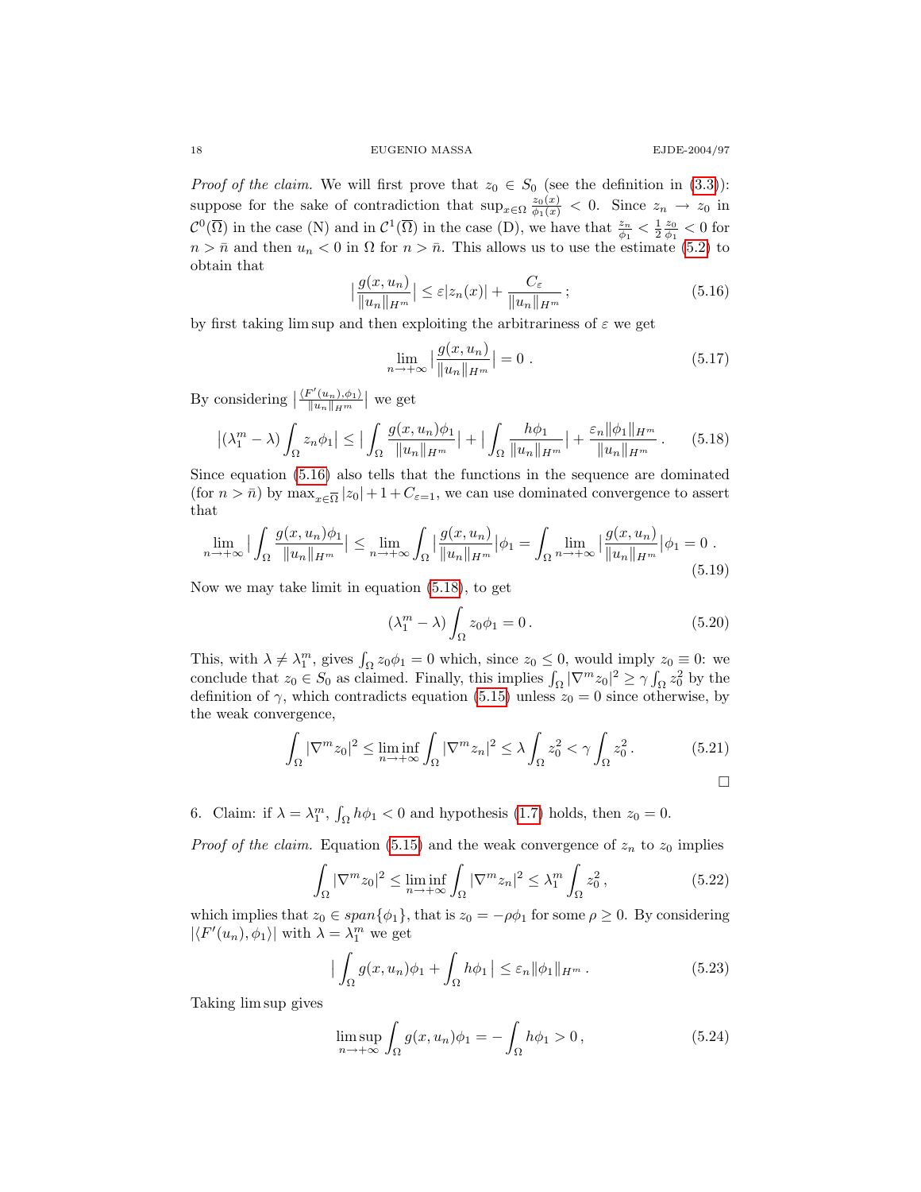*Proof of the claim.* We will first prove that $z_0 \in S_0$ (see the definition in (3.3)): suppose for the sake of contradiction that $\sup_{x\in\Omega} \frac{z_0(x)}{\phi_1(x)} < 0$. Since $z_n \to z_0$ in $\mathcal{C}^0(\overline{\Omega})$ in the case (N) and in $\mathcal{C}^1(\overline{\Omega})$ in the case (D), we have that $\frac{z_n}{\phi_1} < \frac{1}{2}\frac{z_0}{\phi_1} < 0$ for $n > \bar{n}$ and then $u_n < 0$ in $\Omega$ for $n > \bar{n}$. This allows us to use the estimate (5.2) to obtain that

$$
\Big|\frac{g(x,u_n)}{\|u_n\|_{H^m}}\Big| \leq \varepsilon |z_n(x)| + \frac{C_\varepsilon}{\|u_n\|_{H^m}}\,; \tag{5.16}
$$

by first taking $\limsup$ and then exploiting the arbitrariness of $\varepsilon$ we get

$$
\lim_{n\to+\infty} \Big|\frac{g(x,u_n)}{\|u_n\|_{H^m}}\Big| = 0\,. \tag{5.17}
$$

By considering $\big|\frac{\langle F'(u_n),\phi_1\rangle}{\|u_n\|_{H^m}}\big|$ we get

$$
\big|(\lambda_1^m - \lambda)\int_\Omega z_n\phi_1\big| \leq \Big|\int_\Omega \frac{g(x,u_n)\phi_1}{\|u_n\|_{H^m}}\Big| + \Big|\int_\Omega \frac{h\phi_1}{\|u_n\|_{H^m}}\Big| + \frac{\varepsilon_n\|\phi_1\|_{H^m}}{\|u_n\|_{H^m}}\,. \tag{5.18}
$$

Since equation (5.16) also tells that the functions in the sequence are dominated (for $n > \bar{n}$) by $\max_{x\in\overline{\Omega}}|z_0| + 1 + C_{\varepsilon=1}$, we can use dominated convergence to assert that

$$
\lim_{n\to+\infty}\Big|\int_\Omega \frac{g(x,u_n)\phi_1}{\|u_n\|_{H^m}}\Big| \leq \lim_{n\to+\infty}\int_\Omega \Big|\frac{g(x,u_n)}{\|u_n\|_{H^m}}\Big|\phi_1 = \int_\Omega \lim_{n\to+\infty}\Big|\frac{g(x,u_n)}{\|u_n\|_{H^m}}\Big|\phi_1 = 0\,. \tag{5.19}
$$

Now we may take limit in equation (5.18), to get

$$
(\lambda_1^m - \lambda)\int_\Omega z_0\phi_1 = 0\,. \tag{5.20}
$$

This, with $\lambda \neq \lambda_1^m$, gives $\int_\Omega z_0\phi_1 = 0$ which, since $z_0 \leq 0$, would imply $z_0 \equiv 0$: we conclude that $z_0 \in S_0$ as claimed. Finally, this implies $\int_\Omega |\nabla^m z_0|^2 \geq \gamma \int_\Omega z_0^2$ by the definition of $\gamma$, which contradicts equation (5.15) unless $z_0 = 0$ since otherwise, by the weak convergence,

$$
\int_\Omega |\nabla^m z_0|^2 \leq \liminf_{n\to+\infty}\int_\Omega |\nabla^m z_n|^2 \leq \lambda\int_\Omega z_0^2 < \gamma\int_\Omega z_0^2\,. \tag{5.21}
$$

□

6. Claim: if $\lambda = \lambda_1^m$, $\int_\Omega h\phi_1 < 0$ and hypothesis (1.7) holds, then $z_0 = 0$.

*Proof of the claim.* Equation (5.15) and the weak convergence of $z_n$ to $z_0$ implies

$$
\int_\Omega |\nabla^m z_0|^2 \leq \liminf_{n\to+\infty}\int_\Omega |\nabla^m z_n|^2 \leq \lambda_1^m \int_\Omega z_0^2\,, \tag{5.22}
$$

which implies that $z_0 \in \mathit{span}\{\phi_1\}$, that is $z_0 = -\rho\phi_1$ for some $\rho \geq 0$. By considering $|\langle F'(u_n),\phi_1\rangle|$ with $\lambda = \lambda_1^m$ we get

$$
\Big|\int_\Omega g(x,u_n)\phi_1 + \int_\Omega h\phi_1\Big| \leq \varepsilon_n\|\phi_1\|_{H^m}\,. \tag{5.23}
$$

Taking $\limsup$ gives

$$
\limsup_{n\to+\infty}\int_\Omega g(x,u_n)\phi_1 = -\int_\Omega h\phi_1 > 0\,, \tag{5.24}
$$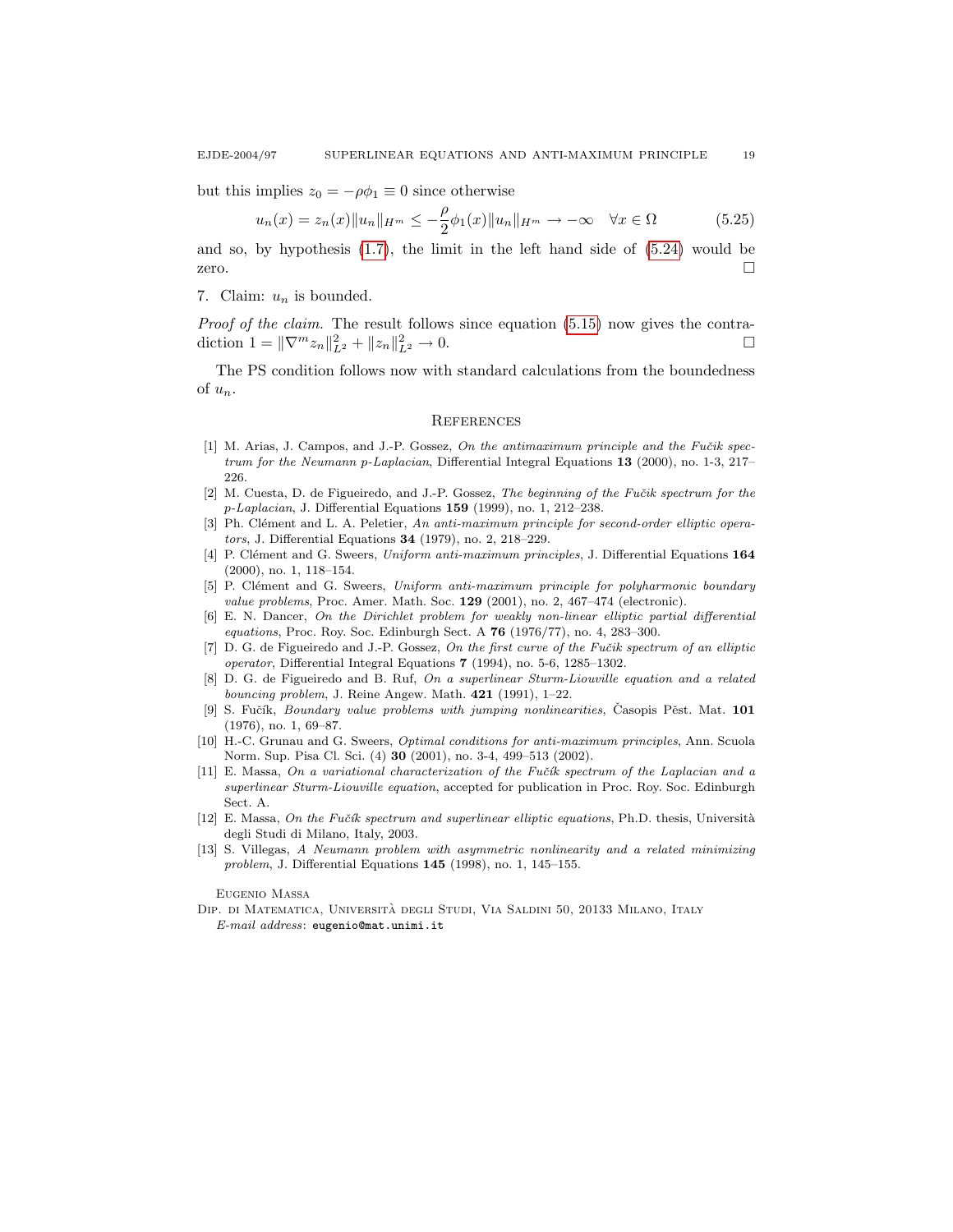but this implies $z_0 = -\rho\phi_1 \equiv 0$ since otherwise

$$u_n(x) = z_n(x)\|u_n\|_{H^m} \le -\frac{\rho}{2}\phi_1(x)\|u_n\|_{H^m} \to -\infty \quad \forall x \in \Omega \tag{5.25}$$

and so, by hypothesis (1.7), the limit in the left hand side of (5.24) would be zero. $\square$

7. Claim: $u_n$ is bounded.

*Proof of the claim.* The result follows since equation (5.15) now gives the contradiction $1 = \|\nabla^m z_n\|_{L^2}^2 + \|z_n\|_{L^2}^2 \to 0$. $\square$

The PS condition follows now with standard calculations from the boundedness of $u_n$.

## References

[1] M. Arias, J. Campos, and J.-P. Gossez, *On the antimaximum principle and the Fučik spectrum for the Neumann p-Laplacian*, Differential Integral Equations **13** (2000), no. 1-3, 217–226.

[2] M. Cuesta, D. de Figueiredo, and J.-P. Gossez, *The beginning of the Fučik spectrum for the p-Laplacian*, J. Differential Equations **159** (1999), no. 1, 212–238.

[3] Ph. Clément and L. A. Peletier, *An anti-maximum principle for second-order elliptic operators*, J. Differential Equations **34** (1979), no. 2, 218–229.

[4] P. Clément and G. Sweers, *Uniform anti-maximum principles*, J. Differential Equations **164** (2000), no. 1, 118–154.

[5] P. Clément and G. Sweers, *Uniform anti-maximum principle for polyharmonic boundary value problems*, Proc. Amer. Math. Soc. **129** (2001), no. 2, 467–474 (electronic).

[6] E. N. Dancer, *On the Dirichlet problem for weakly non-linear elliptic partial differential equations*, Proc. Roy. Soc. Edinburgh Sect. A **76** (1976/77), no. 4, 283–300.

[7] D. G. de Figueiredo and J.-P. Gossez, *On the first curve of the Fučik spectrum of an elliptic operator*, Differential Integral Equations **7** (1994), no. 5-6, 1285–1302.

[8] D. G. de Figueiredo and B. Ruf, *On a superlinear Sturm-Liouville equation and a related bouncing problem*, J. Reine Angew. Math. **421** (1991), 1–22.

[9] S. Fučík, *Boundary value problems with jumping nonlinearities*, Časopis Pěst. Mat. **101** (1976), no. 1, 69–87.

[10] H.-C. Grunau and G. Sweers, *Optimal conditions for anti-maximum principles*, Ann. Scuola Norm. Sup. Pisa Cl. Sci. (4) **30** (2001), no. 3-4, 499–513 (2002).

[11] E. Massa, *On a variational characterization of the Fučík spectrum of the Laplacian and a superlinear Sturm-Liouville equation*, accepted for publication in Proc. Roy. Soc. Edinburgh Sect. A.

[12] E. Massa, *On the Fučík spectrum and superlinear elliptic equations*, Ph.D. thesis, Università degli Studi di Milano, Italy, 2003.

[13] S. Villegas, *A Neumann problem with asymmetric nonlinearity and a related minimizing problem*, J. Differential Equations **145** (1998), no. 1, 145–155.

Eugenio Massa

Dip. di Matematica, Università degli Studi, Via Saldini 50, 20133 Milano, Italy

*E-mail address*: eugenio@mat.unimi.it